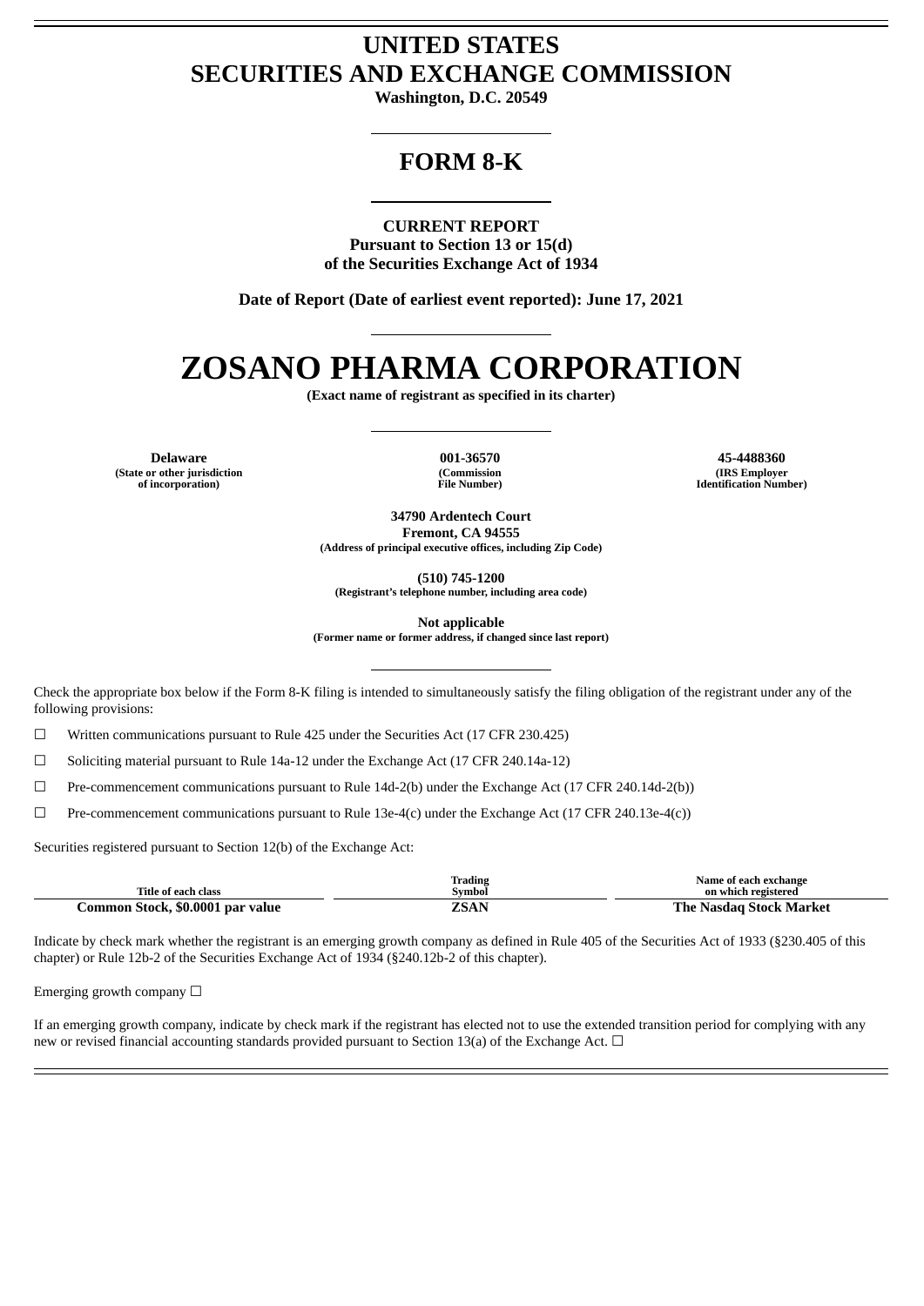# UNITED STATES
# SECURITIES AND EXCHANGE COMMISSION

**Washington, D.C. 20549**

## FORM 8-K

**CURRENT REPORT**
**Pursuant to Section 13 or 15(d)**
**of the Securities Exchange Act of 1934**

**Date of Report (Date of earliest event reported): June 17, 2021**

# ZOSANO PHARMA CORPORATION

**(Exact name of registrant as specified in its charter)**

| Delaware | 001-36570 | 45-4488360 |
|---|---|---|
| (State or other jurisdiction of incorporation) | (Commission File Number) | (IRS Employer Identification Number) |

**34790 Ardentech Court**
**Fremont, CA 94555**
**(Address of principal executive offices, including Zip Code)**

**(510) 745-1200**
**(Registrant's telephone number, including area code)**

**Not applicable**
**(Former name or former address, if changed since last report)**

Check the appropriate box below if the Form 8-K filing is intended to simultaneously satisfy the filing obligation of the registrant under any of the following provisions:

☐ Written communications pursuant to Rule 425 under the Securities Act (17 CFR 230.425)

☐ Soliciting material pursuant to Rule 14a-12 under the Exchange Act (17 CFR 240.14a-12)

☐ Pre-commencement communications pursuant to Rule 14d-2(b) under the Exchange Act (17 CFR 240.14d-2(b))

☐ Pre-commencement communications pursuant to Rule 13e-4(c) under the Exchange Act (17 CFR 240.13e-4(c))

Securities registered pursuant to Section 12(b) of the Exchange Act:

| Title of each class | Trading Symbol | Name of each exchange on which registered |
|---|---|---|
| **Common Stock, $0.0001 par value** | **ZSAN** | **The Nasdaq Stock Market** |

Indicate by check mark whether the registrant is an emerging growth company as defined in Rule 405 of the Securities Act of 1933 (§230.405 of this chapter) or Rule 12b-2 of the Securities Exchange Act of 1934 (§240.12b-2 of this chapter).

Emerging growth company ☐

If an emerging growth company, indicate by check mark if the registrant has elected not to use the extended transition period for complying with any new or revised financial accounting standards provided pursuant to Section 13(a) of the Exchange Act. ☐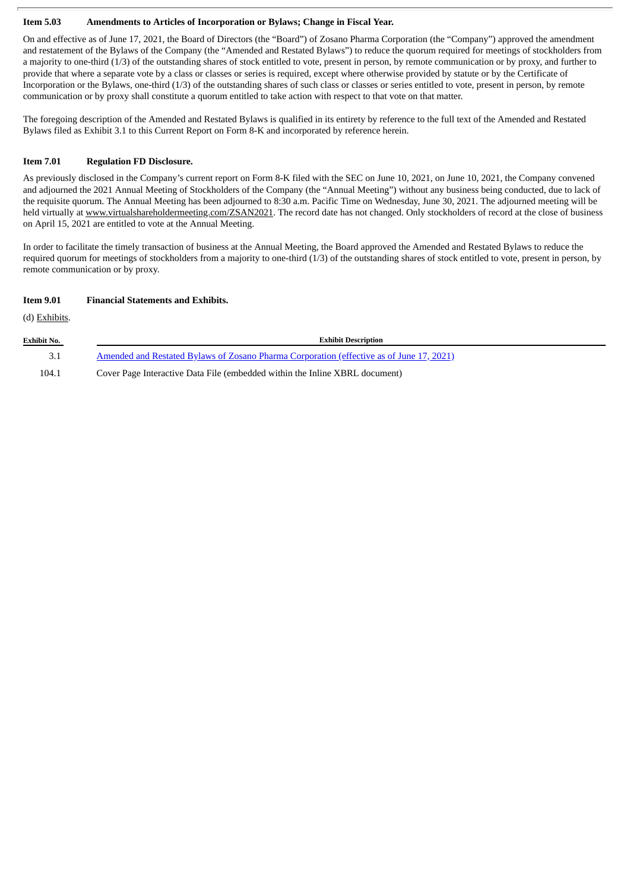**Item 5.03 Amendments to Articles of Incorporation or Bylaws; Change in Fiscal Year.**

On and effective as of June 17, 2021, the Board of Directors (the "Board") of Zosano Pharma Corporation (the "Company") approved the amendment and restatement of the Bylaws of the Company (the "Amended and Restated Bylaws") to reduce the quorum required for meetings of stockholders from a majority to one-third (1/3) of the outstanding shares of stock entitled to vote, present in person, by remote communication or by proxy, and further to provide that where a separate vote by a class or classes or series is required, except where otherwise provided by statute or by the Certificate of Incorporation or the Bylaws, one-third (1/3) of the outstanding shares of such class or classes or series entitled to vote, present in person, by remote communication or by proxy shall constitute a quorum entitled to take action with respect to that vote on that matter.

The foregoing description of the Amended and Restated Bylaws is qualified in its entirety by reference to the full text of the Amended and Restated Bylaws filed as Exhibit 3.1 to this Current Report on Form 8-K and incorporated by reference herein.

**Item 7.01 Regulation FD Disclosure.**

As previously disclosed in the Company's current report on Form 8-K filed with the SEC on June 10, 2021, on June 10, 2021, the Company convened and adjourned the 2021 Annual Meeting of Stockholders of the Company (the "Annual Meeting") without any business being conducted, due to lack of the requisite quorum. The Annual Meeting has been adjourned to 8:30 a.m. Pacific Time on Wednesday, June 30, 2021. The adjourned meeting will be held virtually at www.virtualshareholdermeeting.com/ZSAN2021. The record date has not changed. Only stockholders of record at the close of business on April 15, 2021 are entitled to vote at the Annual Meeting.

In order to facilitate the timely transaction of business at the Annual Meeting, the Board approved the Amended and Restated Bylaws to reduce the required quorum for meetings of stockholders from a majority to one-third (1/3) of the outstanding shares of stock entitled to vote, present in person, by remote communication or by proxy.

**Item 9.01 Financial Statements and Exhibits.**

(d) Exhibits.

| Exhibit No. | Exhibit Description |
|---|---|
| 3.1 | Amended and Restated Bylaws of Zosano Pharma Corporation (effective as of June 17, 2021) |
| 104.1 | Cover Page Interactive Data File (embedded within the Inline XBRL document) |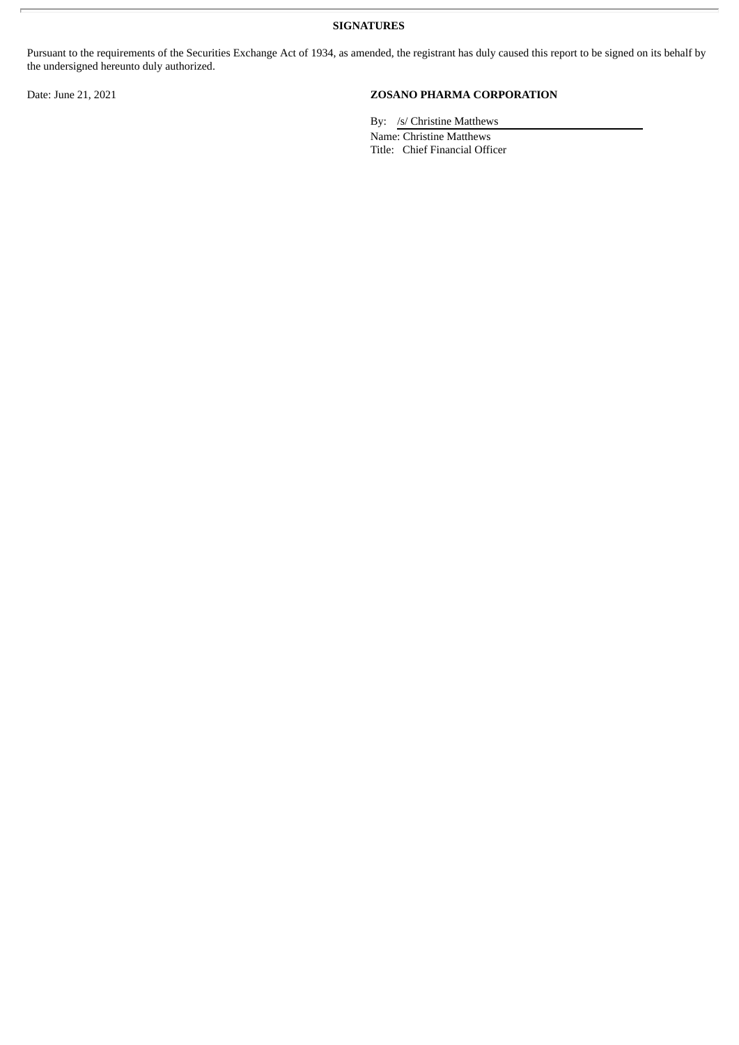**SIGNATURES**

Pursuant to the requirements of the Securities Exchange Act of 1934, as amended, the registrant has duly caused this report to be signed on its behalf by the undersigned hereunto duly authorized.

Date: June 21, 2021

**ZOSANO PHARMA CORPORATION**

By: /s/ Christine Matthews

Name: Christine Matthews

Title: Chief Financial Officer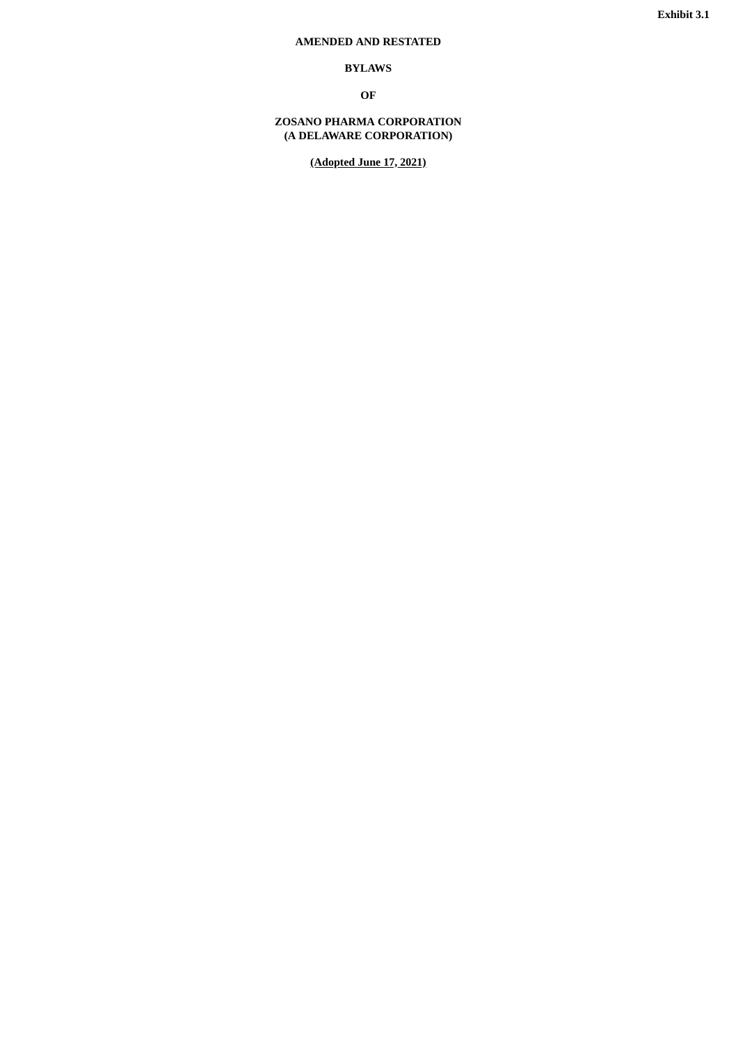**Exhibit 3.1**

**AMENDED AND RESTATED**

**BYLAWS**

**OF**

**ZOSANO PHARMA CORPORATION**
**(A DELAWARE CORPORATION)**

**(Adopted June 17, 2021)**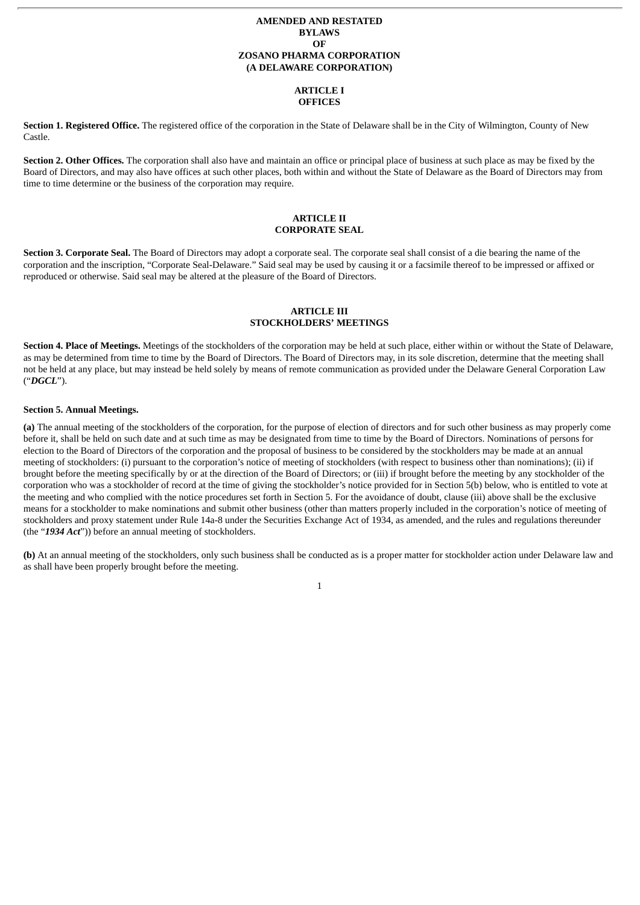# AMENDED AND RESTATED
# BYLAWS
# OF
# ZOSANO PHARMA CORPORATION
# (A DELAWARE CORPORATION)

## ARTICLE I
## OFFICES

**Section 1. Registered Office.** The registered office of the corporation in the State of Delaware shall be in the City of Wilmington, County of New Castle.

**Section 2. Other Offices.** The corporation shall also have and maintain an office or principal place of business at such place as may be fixed by the Board of Directors, and may also have offices at such other places, both within and without the State of Delaware as the Board of Directors may from time to time determine or the business of the corporation may require.

## ARTICLE II
## CORPORATE SEAL

**Section 3. Corporate Seal.** The Board of Directors may adopt a corporate seal. The corporate seal shall consist of a die bearing the name of the corporation and the inscription, "Corporate Seal-Delaware." Said seal may be used by causing it or a facsimile thereof to be impressed or affixed or reproduced or otherwise. Said seal may be altered at the pleasure of the Board of Directors.

## ARTICLE III
## STOCKHOLDERS' MEETINGS

**Section 4. Place of Meetings.** Meetings of the stockholders of the corporation may be held at such place, either within or without the State of Delaware, as may be determined from time to time by the Board of Directors. The Board of Directors may, in its sole discretion, determine that the meeting shall not be held at any place, but may instead be held solely by means of remote communication as provided under the Delaware General Corporation Law ("***DGCL***").

**Section 5. Annual Meetings.**

**(a)** The annual meeting of the stockholders of the corporation, for the purpose of election of directors and for such other business as may properly come before it, shall be held on such date and at such time as may be designated from time to time by the Board of Directors. Nominations of persons for election to the Board of Directors of the corporation and the proposal of business to be considered by the stockholders may be made at an annual meeting of stockholders: (i) pursuant to the corporation's notice of meeting of stockholders (with respect to business other than nominations); (ii) if brought before the meeting specifically by or at the direction of the Board of Directors; or (iii) if brought before the meeting by any stockholder of the corporation who was a stockholder of record at the time of giving the stockholder's notice provided for in Section 5(b) below, who is entitled to vote at the meeting and who complied with the notice procedures set forth in Section 5. For the avoidance of doubt, clause (iii) above shall be the exclusive means for a stockholder to make nominations and submit other business (other than matters properly included in the corporation's notice of meeting of stockholders and proxy statement under Rule 14a-8 under the Securities Exchange Act of 1934, as amended, and the rules and regulations thereunder (the "***1934 Act***")) before an annual meeting of stockholders.

**(b)** At an annual meeting of the stockholders, only such business shall be conducted as is a proper matter for stockholder action under Delaware law and as shall have been properly brought before the meeting.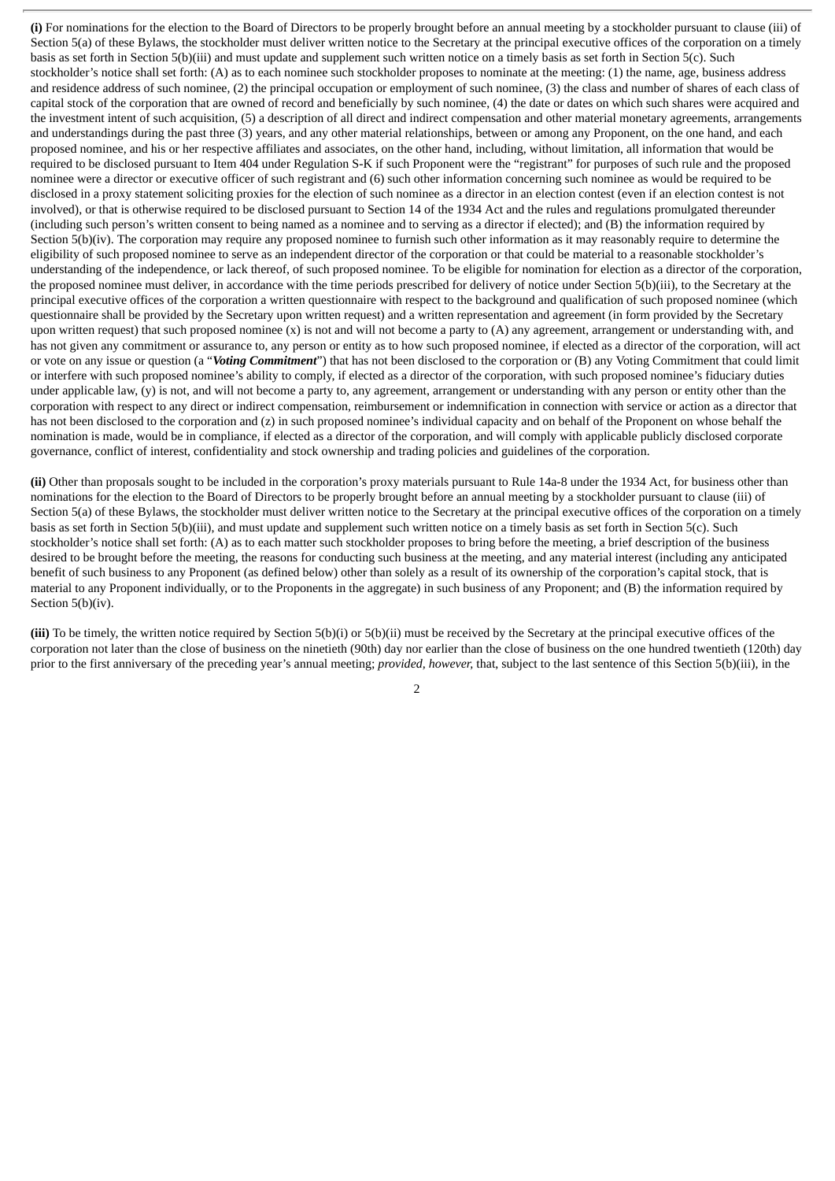**(i)** For nominations for the election to the Board of Directors to be properly brought before an annual meeting by a stockholder pursuant to clause (iii) of Section 5(a) of these Bylaws, the stockholder must deliver written notice to the Secretary at the principal executive offices of the corporation on a timely basis as set forth in Section 5(b)(iii) and must update and supplement such written notice on a timely basis as set forth in Section 5(c). Such stockholder's notice shall set forth: (A) as to each nominee such stockholder proposes to nominate at the meeting: (1) the name, age, business address and residence address of such nominee, (2) the principal occupation or employment of such nominee, (3) the class and number of shares of each class of capital stock of the corporation that are owned of record and beneficially by such nominee, (4) the date or dates on which such shares were acquired and the investment intent of such acquisition, (5) a description of all direct and indirect compensation and other material monetary agreements, arrangements and understandings during the past three (3) years, and any other material relationships, between or among any Proponent, on the one hand, and each proposed nominee, and his or her respective affiliates and associates, on the other hand, including, without limitation, all information that would be required to be disclosed pursuant to Item 404 under Regulation S-K if such Proponent were the "registrant" for purposes of such rule and the proposed nominee were a director or executive officer of such registrant and (6) such other information concerning such nominee as would be required to be disclosed in a proxy statement soliciting proxies for the election of such nominee as a director in an election contest (even if an election contest is not involved), or that is otherwise required to be disclosed pursuant to Section 14 of the 1934 Act and the rules and regulations promulgated thereunder (including such person's written consent to being named as a nominee and to serving as a director if elected); and (B) the information required by Section 5(b)(iv). The corporation may require any proposed nominee to furnish such other information as it may reasonably require to determine the eligibility of such proposed nominee to serve as an independent director of the corporation or that could be material to a reasonable stockholder's understanding of the independence, or lack thereof, of such proposed nominee. To be eligible for nomination for election as a director of the corporation, the proposed nominee must deliver, in accordance with the time periods prescribed for delivery of notice under Section 5(b)(iii), to the Secretary at the principal executive offices of the corporation a written questionnaire with respect to the background and qualification of such proposed nominee (which questionnaire shall be provided by the Secretary upon written request) and a written representation and agreement (in form provided by the Secretary upon written request) that such proposed nominee (x) is not and will not become a party to (A) any agreement, arrangement or understanding with, and has not given any commitment or assurance to, any person or entity as to how such proposed nominee, if elected as a director of the corporation, will act or vote on any issue or question (a "***Voting Commitment***") that has not been disclosed to the corporation or (B) any Voting Commitment that could limit or interfere with such proposed nominee's ability to comply, if elected as a director of the corporation, with such proposed nominee's fiduciary duties under applicable law, (y) is not, and will not become a party to, any agreement, arrangement or understanding with any person or entity other than the corporation with respect to any direct or indirect compensation, reimbursement or indemnification in connection with service or action as a director that has not been disclosed to the corporation and (z) in such proposed nominee's individual capacity and on behalf of the Proponent on whose behalf the nomination is made, would be in compliance, if elected as a director of the corporation, and will comply with applicable publicly disclosed corporate governance, conflict of interest, confidentiality and stock ownership and trading policies and guidelines of the corporation.

**(ii)** Other than proposals sought to be included in the corporation's proxy materials pursuant to Rule 14a-8 under the 1934 Act, for business other than nominations for the election to the Board of Directors to be properly brought before an annual meeting by a stockholder pursuant to clause (iii) of Section 5(a) of these Bylaws, the stockholder must deliver written notice to the Secretary at the principal executive offices of the corporation on a timely basis as set forth in Section 5(b)(iii), and must update and supplement such written notice on a timely basis as set forth in Section 5(c). Such stockholder's notice shall set forth: (A) as to each matter such stockholder proposes to bring before the meeting, a brief description of the business desired to be brought before the meeting, the reasons for conducting such business at the meeting, and any material interest (including any anticipated benefit of such business to any Proponent (as defined below) other than solely as a result of its ownership of the corporation's capital stock, that is material to any Proponent individually, or to the Proponents in the aggregate) in such business of any Proponent; and (B) the information required by Section 5(b)(iv).

**(iii)** To be timely, the written notice required by Section 5(b)(i) or 5(b)(ii) must be received by the Secretary at the principal executive offices of the corporation not later than the close of business on the ninetieth (90th) day nor earlier than the close of business on the one hundred twentieth (120th) day prior to the first anniversary of the preceding year's annual meeting; *provided, however,* that, subject to the last sentence of this Section 5(b)(iii), in the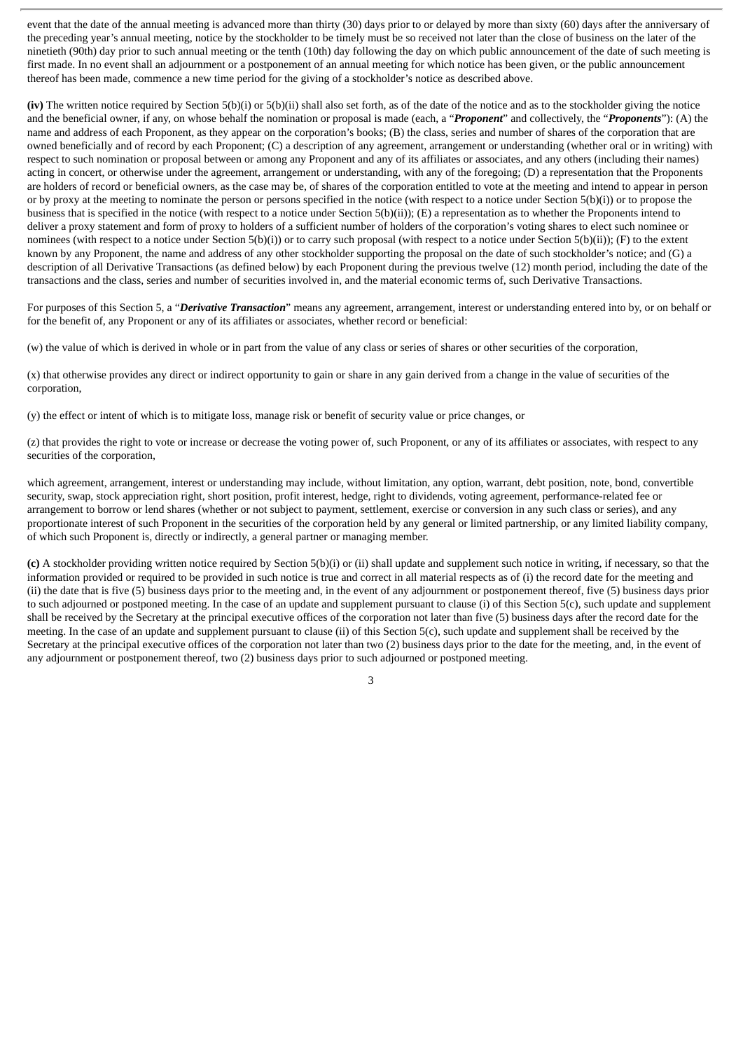event that the date of the annual meeting is advanced more than thirty (30) days prior to or delayed by more than sixty (60) days after the anniversary of the preceding year's annual meeting, notice by the stockholder to be timely must be so received not later than the close of business on the later of the ninetieth (90th) day prior to such annual meeting or the tenth (10th) day following the day on which public announcement of the date of such meeting is first made. In no event shall an adjournment or a postponement of an annual meeting for which notice has been given, or the public announcement thereof has been made, commence a new time period for the giving of a stockholder's notice as described above.

**(iv)** The written notice required by Section 5(b)(i) or 5(b)(ii) shall also set forth, as of the date of the notice and as to the stockholder giving the notice and the beneficial owner, if any, on whose behalf the nomination or proposal is made (each, a "***Proponent***" and collectively, the "***Proponents***"): (A) the name and address of each Proponent, as they appear on the corporation's books; (B) the class, series and number of shares of the corporation that are owned beneficially and of record by each Proponent; (C) a description of any agreement, arrangement or understanding (whether oral or in writing) with respect to such nomination or proposal between or among any Proponent and any of its affiliates or associates, and any others (including their names) acting in concert, or otherwise under the agreement, arrangement or understanding, with any of the foregoing; (D) a representation that the Proponents are holders of record or beneficial owners, as the case may be, of shares of the corporation entitled to vote at the meeting and intend to appear in person or by proxy at the meeting to nominate the person or persons specified in the notice (with respect to a notice under Section 5(b)(i)) or to propose the business that is specified in the notice (with respect to a notice under Section 5(b)(ii)); (E) a representation as to whether the Proponents intend to deliver a proxy statement and form of proxy to holders of a sufficient number of holders of the corporation's voting shares to elect such nominee or nominees (with respect to a notice under Section 5(b)(i)) or to carry such proposal (with respect to a notice under Section 5(b)(ii)); (F) to the extent known by any Proponent, the name and address of any other stockholder supporting the proposal on the date of such stockholder's notice; and (G) a description of all Derivative Transactions (as defined below) by each Proponent during the previous twelve (12) month period, including the date of the transactions and the class, series and number of securities involved in, and the material economic terms of, such Derivative Transactions.

For purposes of this Section 5, a "***Derivative Transaction***" means any agreement, arrangement, interest or understanding entered into by, or on behalf or for the benefit of, any Proponent or any of its affiliates or associates, whether record or beneficial:

(w) the value of which is derived in whole or in part from the value of any class or series of shares or other securities of the corporation,

(x) that otherwise provides any direct or indirect opportunity to gain or share in any gain derived from a change in the value of securities of the corporation,

(y) the effect or intent of which is to mitigate loss, manage risk or benefit of security value or price changes, or

(z) that provides the right to vote or increase or decrease the voting power of, such Proponent, or any of its affiliates or associates, with respect to any securities of the corporation,

which agreement, arrangement, interest or understanding may include, without limitation, any option, warrant, debt position, note, bond, convertible security, swap, stock appreciation right, short position, profit interest, hedge, right to dividends, voting agreement, performance-related fee or arrangement to borrow or lend shares (whether or not subject to payment, settlement, exercise or conversion in any such class or series), and any proportionate interest of such Proponent in the securities of the corporation held by any general or limited partnership, or any limited liability company, of which such Proponent is, directly or indirectly, a general partner or managing member.

**(c)** A stockholder providing written notice required by Section 5(b)(i) or (ii) shall update and supplement such notice in writing, if necessary, so that the information provided or required to be provided in such notice is true and correct in all material respects as of (i) the record date for the meeting and (ii) the date that is five (5) business days prior to the meeting and, in the event of any adjournment or postponement thereof, five (5) business days prior to such adjourned or postponed meeting. In the case of an update and supplement pursuant to clause (i) of this Section 5(c), such update and supplement shall be received by the Secretary at the principal executive offices of the corporation not later than five (5) business days after the record date for the meeting. In the case of an update and supplement pursuant to clause (ii) of this Section 5(c), such update and supplement shall be received by the Secretary at the principal executive offices of the corporation not later than two (2) business days prior to the date for the meeting, and, in the event of any adjournment or postponement thereof, two (2) business days prior to such adjourned or postponed meeting.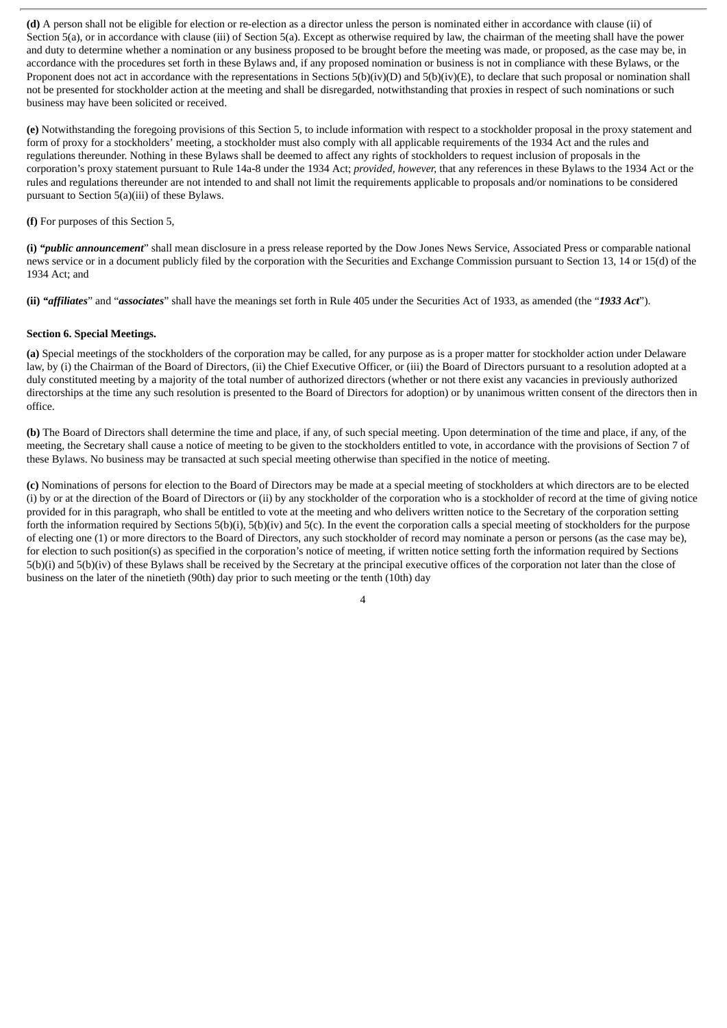**(d)** A person shall not be eligible for election or re-election as a director unless the person is nominated either in accordance with clause (ii) of Section 5(a), or in accordance with clause (iii) of Section 5(a). Except as otherwise required by law, the chairman of the meeting shall have the power and duty to determine whether a nomination or any business proposed to be brought before the meeting was made, or proposed, as the case may be, in accordance with the procedures set forth in these Bylaws and, if any proposed nomination or business is not in compliance with these Bylaws, or the Proponent does not act in accordance with the representations in Sections 5(b)(iv)(D) and 5(b)(iv)(E), to declare that such proposal or nomination shall not be presented for stockholder action at the meeting and shall be disregarded, notwithstanding that proxies in respect of such nominations or such business may have been solicited or received.

**(e)** Notwithstanding the foregoing provisions of this Section 5, to include information with respect to a stockholder proposal in the proxy statement and form of proxy for a stockholders' meeting, a stockholder must also comply with all applicable requirements of the 1934 Act and the rules and regulations thereunder. Nothing in these Bylaws shall be deemed to affect any rights of stockholders to request inclusion of proposals in the corporation's proxy statement pursuant to Rule 14a-8 under the 1934 Act; *provided, however,* that any references in these Bylaws to the 1934 Act or the rules and regulations thereunder are not intended to and shall not limit the requirements applicable to proposals and/or nominations to be considered pursuant to Section 5(a)(iii) of these Bylaws.

**(f)** For purposes of this Section 5,

**(i)** "***public announcement***" shall mean disclosure in a press release reported by the Dow Jones News Service, Associated Press or comparable national news service or in a document publicly filed by the corporation with the Securities and Exchange Commission pursuant to Section 13, 14 or 15(d) of the 1934 Act; and

**(ii)** "***affiliates***" and "***associates***" shall have the meanings set forth in Rule 405 under the Securities Act of 1933, as amended (the "***1933 Act***").

**Section 6. Special Meetings.**

**(a)** Special meetings of the stockholders of the corporation may be called, for any purpose as is a proper matter for stockholder action under Delaware law, by (i) the Chairman of the Board of Directors, (ii) the Chief Executive Officer, or (iii) the Board of Directors pursuant to a resolution adopted at a duly constituted meeting by a majority of the total number of authorized directors (whether or not there exist any vacancies in previously authorized directorships at the time any such resolution is presented to the Board of Directors for adoption) or by unanimous written consent of the directors then in office.

**(b)** The Board of Directors shall determine the time and place, if any, of such special meeting. Upon determination of the time and place, if any, of the meeting, the Secretary shall cause a notice of meeting to be given to the stockholders entitled to vote, in accordance with the provisions of Section 7 of these Bylaws. No business may be transacted at such special meeting otherwise than specified in the notice of meeting.

**(c)** Nominations of persons for election to the Board of Directors may be made at a special meeting of stockholders at which directors are to be elected (i) by or at the direction of the Board of Directors or (ii) by any stockholder of the corporation who is a stockholder of record at the time of giving notice provided for in this paragraph, who shall be entitled to vote at the meeting and who delivers written notice to the Secretary of the corporation setting forth the information required by Sections 5(b)(i), 5(b)(iv) and 5(c). In the event the corporation calls a special meeting of stockholders for the purpose of electing one (1) or more directors to the Board of Directors, any such stockholder of record may nominate a person or persons (as the case may be), for election to such position(s) as specified in the corporation's notice of meeting, if written notice setting forth the information required by Sections 5(b)(i) and 5(b)(iv) of these Bylaws shall be received by the Secretary at the principal executive offices of the corporation not later than the close of business on the later of the ninetieth (90th) day prior to such meeting or the tenth (10th) day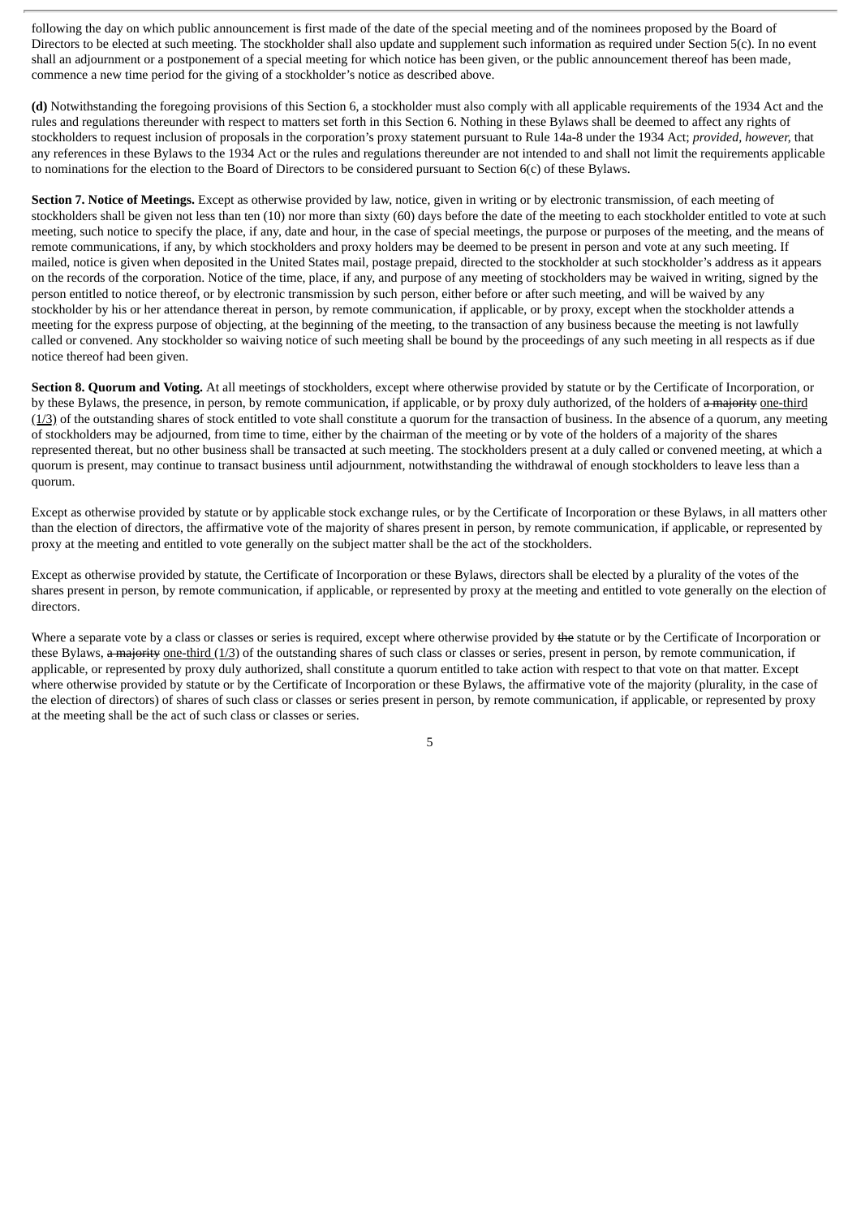following the day on which public announcement is first made of the date of the special meeting and of the nominees proposed by the Board of Directors to be elected at such meeting. The stockholder shall also update and supplement such information as required under Section 5(c). In no event shall an adjournment or a postponement of a special meeting for which notice has been given, or the public announcement thereof has been made, commence a new time period for the giving of a stockholder's notice as described above.

**(d)** Notwithstanding the foregoing provisions of this Section 6, a stockholder must also comply with all applicable requirements of the 1934 Act and the rules and regulations thereunder with respect to matters set forth in this Section 6. Nothing in these Bylaws shall be deemed to affect any rights of stockholders to request inclusion of proposals in the corporation's proxy statement pursuant to Rule 14a-8 under the 1934 Act; *provided, however,* that any references in these Bylaws to the 1934 Act or the rules and regulations thereunder are not intended to and shall not limit the requirements applicable to nominations for the election to the Board of Directors to be considered pursuant to Section 6(c) of these Bylaws.

**Section 7. Notice of Meetings.** Except as otherwise provided by law, notice, given in writing or by electronic transmission, of each meeting of stockholders shall be given not less than ten (10) nor more than sixty (60) days before the date of the meeting to each stockholder entitled to vote at such meeting, such notice to specify the place, if any, date and hour, in the case of special meetings, the purpose or purposes of the meeting, and the means of remote communications, if any, by which stockholders and proxy holders may be deemed to be present in person and vote at any such meeting. If mailed, notice is given when deposited in the United States mail, postage prepaid, directed to the stockholder at such stockholder's address as it appears on the records of the corporation. Notice of the time, place, if any, and purpose of any meeting of stockholders may be waived in writing, signed by the person entitled to notice thereof, or by electronic transmission by such person, either before or after such meeting, and will be waived by any stockholder by his or her attendance thereat in person, by remote communication, if applicable, or by proxy, except when the stockholder attends a meeting for the express purpose of objecting, at the beginning of the meeting, to the transaction of any business because the meeting is not lawfully called or convened. Any stockholder so waiving notice of such meeting shall be bound by the proceedings of any such meeting in all respects as if due notice thereof had been given.

**Section 8. Quorum and Voting.** At all meetings of stockholders, except where otherwise provided by statute or by the Certificate of Incorporation, or by these Bylaws, the presence, in person, by remote communication, if applicable, or by proxy duly authorized, of the holders of ~~a majority~~ one-third (1/3) of the outstanding shares of stock entitled to vote shall constitute a quorum for the transaction of business. In the absence of a quorum, any meeting of stockholders may be adjourned, from time to time, either by the chairman of the meeting or by vote of the holders of a majority of the shares represented thereat, but no other business shall be transacted at such meeting. The stockholders present at a duly called or convened meeting, at which a quorum is present, may continue to transact business until adjournment, notwithstanding the withdrawal of enough stockholders to leave less than a quorum.

Except as otherwise provided by statute or by applicable stock exchange rules, or by the Certificate of Incorporation or these Bylaws, in all matters other than the election of directors, the affirmative vote of the majority of shares present in person, by remote communication, if applicable, or represented by proxy at the meeting and entitled to vote generally on the subject matter shall be the act of the stockholders.

Except as otherwise provided by statute, the Certificate of Incorporation or these Bylaws, directors shall be elected by a plurality of the votes of the shares present in person, by remote communication, if applicable, or represented by proxy at the meeting and entitled to vote generally on the election of directors.

Where a separate vote by a class or classes or series is required, except where otherwise provided by ~~the~~ statute or by the Certificate of Incorporation or these Bylaws, ~~a majority~~ one-third (1/3) of the outstanding shares of such class or classes or series, present in person, by remote communication, if applicable, or represented by proxy duly authorized, shall constitute a quorum entitled to take action with respect to that vote on that matter. Except where otherwise provided by statute or by the Certificate of Incorporation or these Bylaws, the affirmative vote of the majority (plurality, in the case of the election of directors) of shares of such class or classes or series present in person, by remote communication, if applicable, or represented by proxy at the meeting shall be the act of such class or classes or series.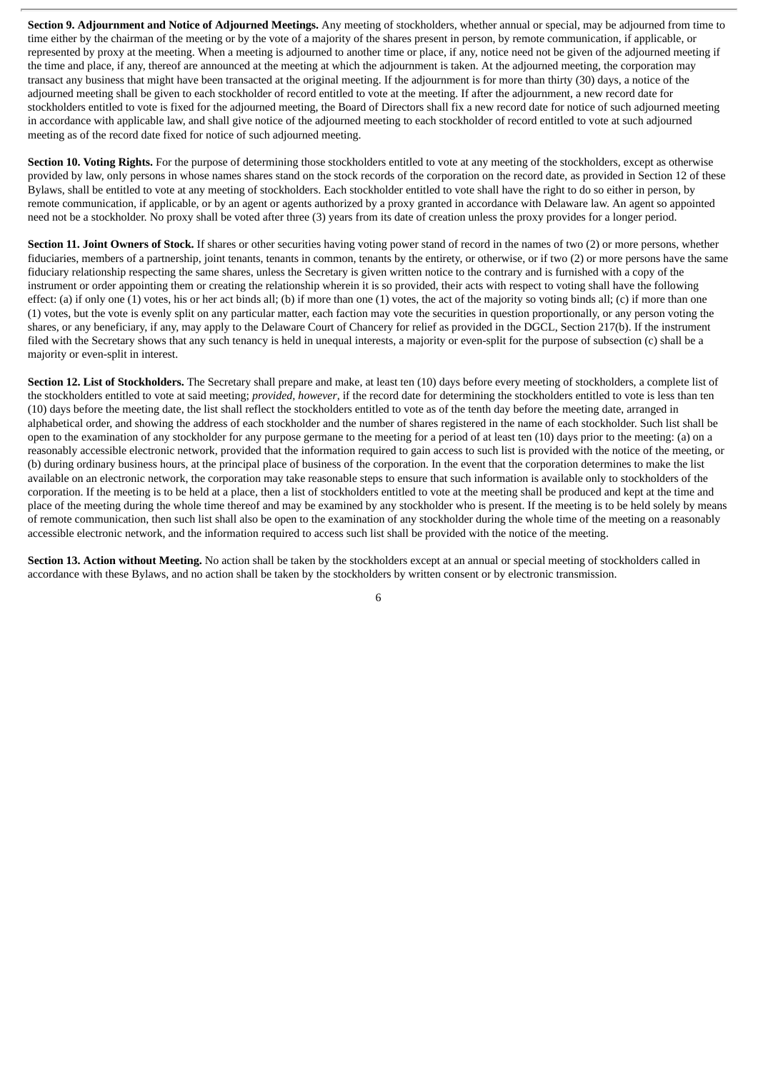**Section 9. Adjournment and Notice of Adjourned Meetings.** Any meeting of stockholders, whether annual or special, may be adjourned from time to time either by the chairman of the meeting or by the vote of a majority of the shares present in person, by remote communication, if applicable, or represented by proxy at the meeting. When a meeting is adjourned to another time or place, if any, notice need not be given of the adjourned meeting if the time and place, if any, thereof are announced at the meeting at which the adjournment is taken. At the adjourned meeting, the corporation may transact any business that might have been transacted at the original meeting. If the adjournment is for more than thirty (30) days, a notice of the adjourned meeting shall be given to each stockholder of record entitled to vote at the meeting. If after the adjournment, a new record date for stockholders entitled to vote is fixed for the adjourned meeting, the Board of Directors shall fix a new record date for notice of such adjourned meeting in accordance with applicable law, and shall give notice of the adjourned meeting to each stockholder of record entitled to vote at such adjourned meeting as of the record date fixed for notice of such adjourned meeting.

**Section 10. Voting Rights.** For the purpose of determining those stockholders entitled to vote at any meeting of the stockholders, except as otherwise provided by law, only persons in whose names shares stand on the stock records of the corporation on the record date, as provided in Section 12 of these Bylaws, shall be entitled to vote at any meeting of stockholders. Each stockholder entitled to vote shall have the right to do so either in person, by remote communication, if applicable, or by an agent or agents authorized by a proxy granted in accordance with Delaware law. An agent so appointed need not be a stockholder. No proxy shall be voted after three (3) years from its date of creation unless the proxy provides for a longer period.

**Section 11. Joint Owners of Stock.** If shares or other securities having voting power stand of record in the names of two (2) or more persons, whether fiduciaries, members of a partnership, joint tenants, tenants in common, tenants by the entirety, or otherwise, or if two (2) or more persons have the same fiduciary relationship respecting the same shares, unless the Secretary is given written notice to the contrary and is furnished with a copy of the instrument or order appointing them or creating the relationship wherein it is so provided, their acts with respect to voting shall have the following effect: (a) if only one (1) votes, his or her act binds all; (b) if more than one (1) votes, the act of the majority so voting binds all; (c) if more than one (1) votes, but the vote is evenly split on any particular matter, each faction may vote the securities in question proportionally, or any person voting the shares, or any beneficiary, if any, may apply to the Delaware Court of Chancery for relief as provided in the DGCL, Section 217(b). If the instrument filed with the Secretary shows that any such tenancy is held in unequal interests, a majority or even-split for the purpose of subsection (c) shall be a majority or even-split in interest.

**Section 12. List of Stockholders.** The Secretary shall prepare and make, at least ten (10) days before every meeting of stockholders, a complete list of the stockholders entitled to vote at said meeting; *provided, however*, if the record date for determining the stockholders entitled to vote is less than ten (10) days before the meeting date, the list shall reflect the stockholders entitled to vote as of the tenth day before the meeting date, arranged in alphabetical order, and showing the address of each stockholder and the number of shares registered in the name of each stockholder. Such list shall be open to the examination of any stockholder for any purpose germane to the meeting for a period of at least ten (10) days prior to the meeting: (a) on a reasonably accessible electronic network, provided that the information required to gain access to such list is provided with the notice of the meeting, or (b) during ordinary business hours, at the principal place of business of the corporation. In the event that the corporation determines to make the list available on an electronic network, the corporation may take reasonable steps to ensure that such information is available only to stockholders of the corporation. If the meeting is to be held at a place, then a list of stockholders entitled to vote at the meeting shall be produced and kept at the time and place of the meeting during the whole time thereof and may be examined by any stockholder who is present. If the meeting is to be held solely by means of remote communication, then such list shall also be open to the examination of any stockholder during the whole time of the meeting on a reasonably accessible electronic network, and the information required to access such list shall be provided with the notice of the meeting.

**Section 13. Action without Meeting.** No action shall be taken by the stockholders except at an annual or special meeting of stockholders called in accordance with these Bylaws, and no action shall be taken by the stockholders by written consent or by electronic transmission.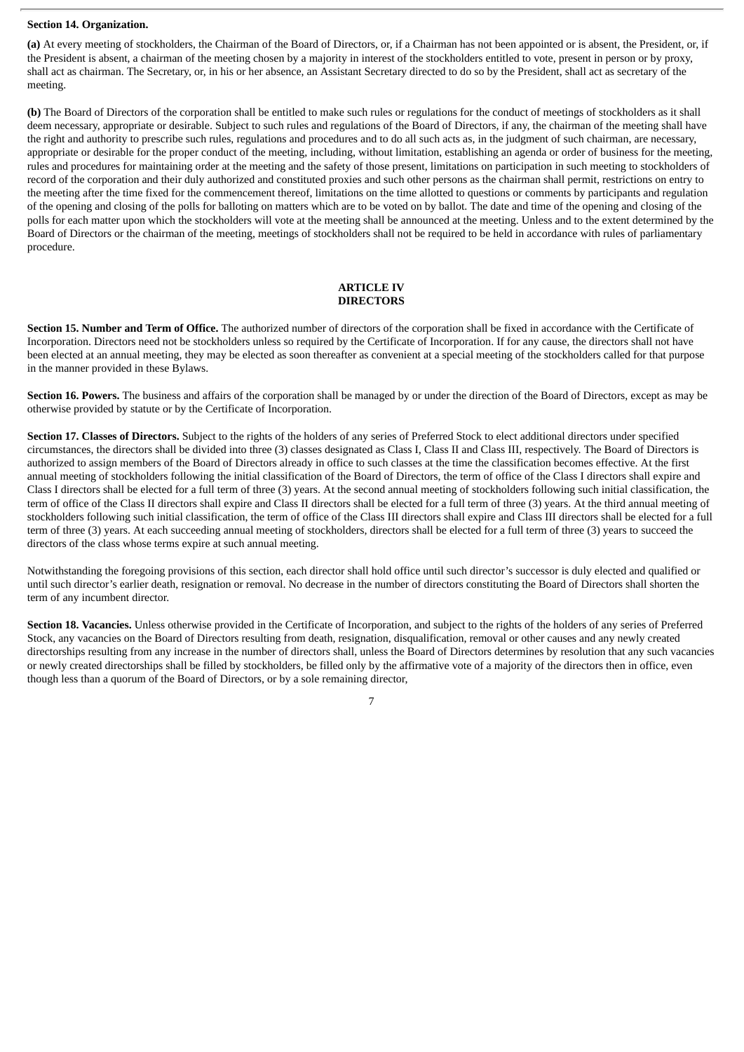**Section 14. Organization.**

**(a)** At every meeting of stockholders, the Chairman of the Board of Directors, or, if a Chairman has not been appointed or is absent, the President, or, if the President is absent, a chairman of the meeting chosen by a majority in interest of the stockholders entitled to vote, present in person or by proxy, shall act as chairman. The Secretary, or, in his or her absence, an Assistant Secretary directed to do so by the President, shall act as secretary of the meeting.

**(b)** The Board of Directors of the corporation shall be entitled to make such rules or regulations for the conduct of meetings of stockholders as it shall deem necessary, appropriate or desirable. Subject to such rules and regulations of the Board of Directors, if any, the chairman of the meeting shall have the right and authority to prescribe such rules, regulations and procedures and to do all such acts as, in the judgment of such chairman, are necessary, appropriate or desirable for the proper conduct of the meeting, including, without limitation, establishing an agenda or order of business for the meeting, rules and procedures for maintaining order at the meeting and the safety of those present, limitations on participation in such meeting to stockholders of record of the corporation and their duly authorized and constituted proxies and such other persons as the chairman shall permit, restrictions on entry to the meeting after the time fixed for the commencement thereof, limitations on the time allotted to questions or comments by participants and regulation of the opening and closing of the polls for balloting on matters which are to be voted on by ballot. The date and time of the opening and closing of the polls for each matter upon which the stockholders will vote at the meeting shall be announced at the meeting. Unless and to the extent determined by the Board of Directors or the chairman of the meeting, meetings of stockholders shall not be required to be held in accordance with rules of parliamentary procedure.

## ARTICLE IV
## DIRECTORS

**Section 15. Number and Term of Office.** The authorized number of directors of the corporation shall be fixed in accordance with the Certificate of Incorporation. Directors need not be stockholders unless so required by the Certificate of Incorporation. If for any cause, the directors shall not have been elected at an annual meeting, they may be elected as soon thereafter as convenient at a special meeting of the stockholders called for that purpose in the manner provided in these Bylaws.

**Section 16. Powers.** The business and affairs of the corporation shall be managed by or under the direction of the Board of Directors, except as may be otherwise provided by statute or by the Certificate of Incorporation.

**Section 17. Classes of Directors.** Subject to the rights of the holders of any series of Preferred Stock to elect additional directors under specified circumstances, the directors shall be divided into three (3) classes designated as Class I, Class II and Class III, respectively. The Board of Directors is authorized to assign members of the Board of Directors already in office to such classes at the time the classification becomes effective. At the first annual meeting of stockholders following the initial classification of the Board of Directors, the term of office of the Class I directors shall expire and Class I directors shall be elected for a full term of three (3) years. At the second annual meeting of stockholders following such initial classification, the term of office of the Class II directors shall expire and Class II directors shall be elected for a full term of three (3) years. At the third annual meeting of stockholders following such initial classification, the term of office of the Class III directors shall expire and Class III directors shall be elected for a full term of three (3) years. At each succeeding annual meeting of stockholders, directors shall be elected for a full term of three (3) years to succeed the directors of the class whose terms expire at such annual meeting.

Notwithstanding the foregoing provisions of this section, each director shall hold office until such director's successor is duly elected and qualified or until such director's earlier death, resignation or removal. No decrease in the number of directors constituting the Board of Directors shall shorten the term of any incumbent director.

**Section 18. Vacancies.** Unless otherwise provided in the Certificate of Incorporation, and subject to the rights of the holders of any series of Preferred Stock, any vacancies on the Board of Directors resulting from death, resignation, disqualification, removal or other causes and any newly created directorships resulting from any increase in the number of directors shall, unless the Board of Directors determines by resolution that any such vacancies or newly created directorships shall be filled by stockholders, be filled only by the affirmative vote of a majority of the directors then in office, even though less than a quorum of the Board of Directors, or by a sole remaining director,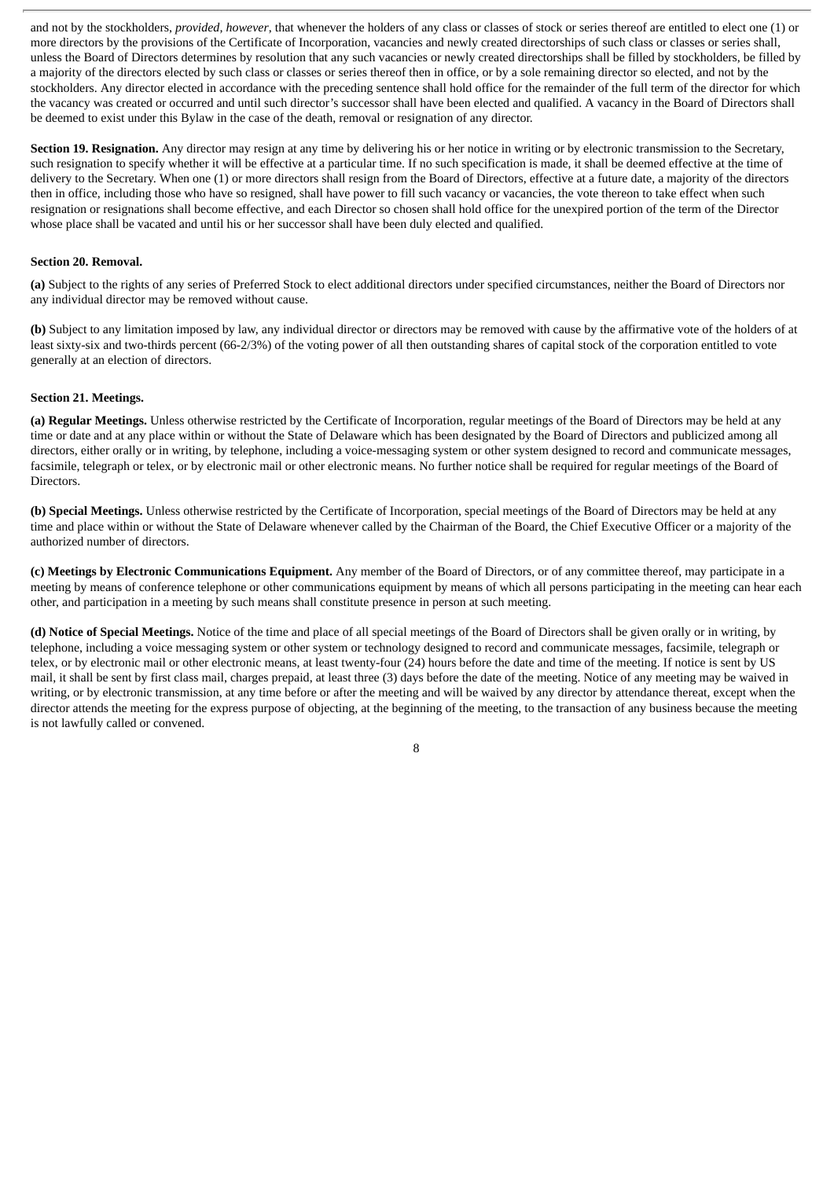and not by the stockholders, *provided, however*, that whenever the holders of any class or classes of stock or series thereof are entitled to elect one (1) or more directors by the provisions of the Certificate of Incorporation, vacancies and newly created directorships of such class or classes or series shall, unless the Board of Directors determines by resolution that any such vacancies or newly created directorships shall be filled by stockholders, be filled by a majority of the directors elected by such class or classes or series thereof then in office, or by a sole remaining director so elected, and not by the stockholders. Any director elected in accordance with the preceding sentence shall hold office for the remainder of the full term of the director for which the vacancy was created or occurred and until such director's successor shall have been elected and qualified. A vacancy in the Board of Directors shall be deemed to exist under this Bylaw in the case of the death, removal or resignation of any director.

**Section 19. Resignation.** Any director may resign at any time by delivering his or her notice in writing or by electronic transmission to the Secretary, such resignation to specify whether it will be effective at a particular time. If no such specification is made, it shall be deemed effective at the time of delivery to the Secretary. When one (1) or more directors shall resign from the Board of Directors, effective at a future date, a majority of the directors then in office, including those who have so resigned, shall have power to fill such vacancy or vacancies, the vote thereon to take effect when such resignation or resignations shall become effective, and each Director so chosen shall hold office for the unexpired portion of the term of the Director whose place shall be vacated and until his or her successor shall have been duly elected and qualified.

**Section 20. Removal.**

**(a)** Subject to the rights of any series of Preferred Stock to elect additional directors under specified circumstances, neither the Board of Directors nor any individual director may be removed without cause.

**(b)** Subject to any limitation imposed by law, any individual director or directors may be removed with cause by the affirmative vote of the holders of at least sixty-six and two-thirds percent (66-2/3%) of the voting power of all then outstanding shares of capital stock of the corporation entitled to vote generally at an election of directors.

**Section 21. Meetings.**

**(a) Regular Meetings.** Unless otherwise restricted by the Certificate of Incorporation, regular meetings of the Board of Directors may be held at any time or date and at any place within or without the State of Delaware which has been designated by the Board of Directors and publicized among all directors, either orally or in writing, by telephone, including a voice-messaging system or other system designed to record and communicate messages, facsimile, telegraph or telex, or by electronic mail or other electronic means. No further notice shall be required for regular meetings of the Board of Directors.

**(b) Special Meetings.** Unless otherwise restricted by the Certificate of Incorporation, special meetings of the Board of Directors may be held at any time and place within or without the State of Delaware whenever called by the Chairman of the Board, the Chief Executive Officer or a majority of the authorized number of directors.

**(c) Meetings by Electronic Communications Equipment.** Any member of the Board of Directors, or of any committee thereof, may participate in a meeting by means of conference telephone or other communications equipment by means of which all persons participating in the meeting can hear each other, and participation in a meeting by such means shall constitute presence in person at such meeting.

**(d) Notice of Special Meetings.** Notice of the time and place of all special meetings of the Board of Directors shall be given orally or in writing, by telephone, including a voice messaging system or other system or technology designed to record and communicate messages, facsimile, telegraph or telex, or by electronic mail or other electronic means, at least twenty-four (24) hours before the date and time of the meeting. If notice is sent by US mail, it shall be sent by first class mail, charges prepaid, at least three (3) days before the date of the meeting. Notice of any meeting may be waived in writing, or by electronic transmission, at any time before or after the meeting and will be waived by any director by attendance thereat, except when the director attends the meeting for the express purpose of objecting, at the beginning of the meeting, to the transaction of any business because the meeting is not lawfully called or convened.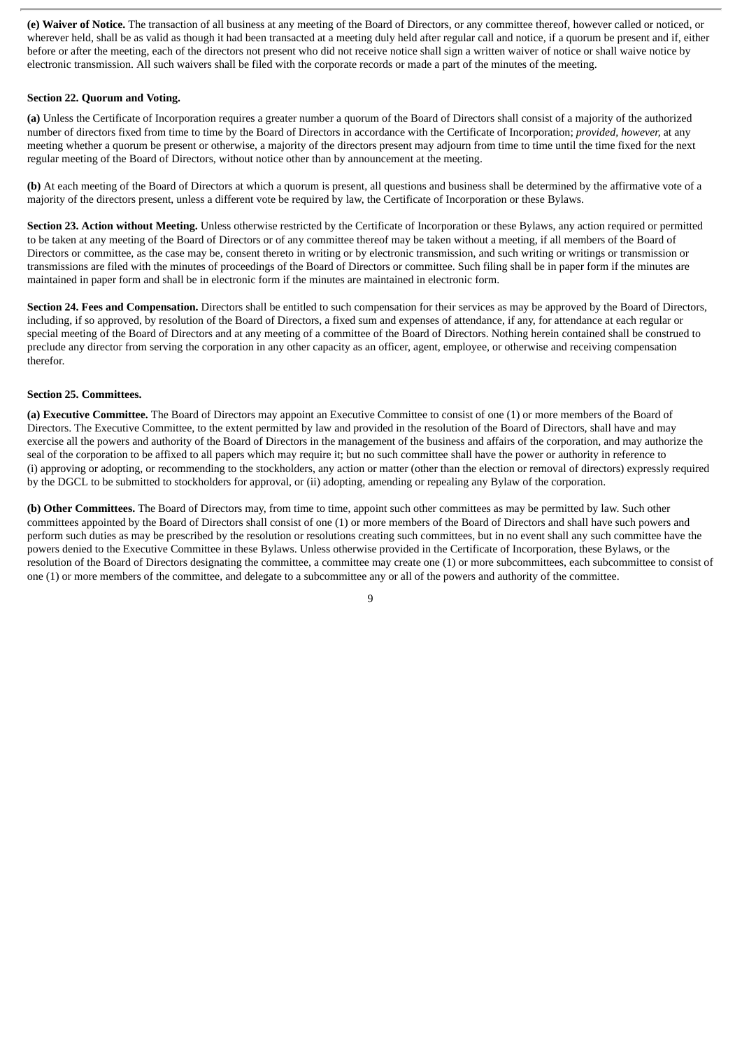**(e) Waiver of Notice.** The transaction of all business at any meeting of the Board of Directors, or any committee thereof, however called or noticed, or wherever held, shall be as valid as though it had been transacted at a meeting duly held after regular call and notice, if a quorum be present and if, either before or after the meeting, each of the directors not present who did not receive notice shall sign a written waiver of notice or shall waive notice by electronic transmission. All such waivers shall be filed with the corporate records or made a part of the minutes of the meeting.

**Section 22. Quorum and Voting.**

**(a)** Unless the Certificate of Incorporation requires a greater number a quorum of the Board of Directors shall consist of a majority of the authorized number of directors fixed from time to time by the Board of Directors in accordance with the Certificate of Incorporation; *provided, however,* at any meeting whether a quorum be present or otherwise, a majority of the directors present may adjourn from time to time until the time fixed for the next regular meeting of the Board of Directors, without notice other than by announcement at the meeting.

**(b)** At each meeting of the Board of Directors at which a quorum is present, all questions and business shall be determined by the affirmative vote of a majority of the directors present, unless a different vote be required by law, the Certificate of Incorporation or these Bylaws.

**Section 23. Action without Meeting.** Unless otherwise restricted by the Certificate of Incorporation or these Bylaws, any action required or permitted to be taken at any meeting of the Board of Directors or of any committee thereof may be taken without a meeting, if all members of the Board of Directors or committee, as the case may be, consent thereto in writing or by electronic transmission, and such writing or writings or transmission or transmissions are filed with the minutes of proceedings of the Board of Directors or committee. Such filing shall be in paper form if the minutes are maintained in paper form and shall be in electronic form if the minutes are maintained in electronic form.

**Section 24. Fees and Compensation.** Directors shall be entitled to such compensation for their services as may be approved by the Board of Directors, including, if so approved, by resolution of the Board of Directors, a fixed sum and expenses of attendance, if any, for attendance at each regular or special meeting of the Board of Directors and at any meeting of a committee of the Board of Directors. Nothing herein contained shall be construed to preclude any director from serving the corporation in any other capacity as an officer, agent, employee, or otherwise and receiving compensation therefor.

**Section 25. Committees.**

**(a) Executive Committee.** The Board of Directors may appoint an Executive Committee to consist of one (1) or more members of the Board of Directors. The Executive Committee, to the extent permitted by law and provided in the resolution of the Board of Directors, shall have and may exercise all the powers and authority of the Board of Directors in the management of the business and affairs of the corporation, and may authorize the seal of the corporation to be affixed to all papers which may require it; but no such committee shall have the power or authority in reference to (i) approving or adopting, or recommending to the stockholders, any action or matter (other than the election or removal of directors) expressly required by the DGCL to be submitted to stockholders for approval, or (ii) adopting, amending or repealing any Bylaw of the corporation.

**(b) Other Committees.** The Board of Directors may, from time to time, appoint such other committees as may be permitted by law. Such other committees appointed by the Board of Directors shall consist of one (1) or more members of the Board of Directors and shall have such powers and perform such duties as may be prescribed by the resolution or resolutions creating such committees, but in no event shall any such committee have the powers denied to the Executive Committee in these Bylaws. Unless otherwise provided in the Certificate of Incorporation, these Bylaws, or the resolution of the Board of Directors designating the committee, a committee may create one (1) or more subcommittees, each subcommittee to consist of one (1) or more members of the committee, and delegate to a subcommittee any or all of the powers and authority of the committee.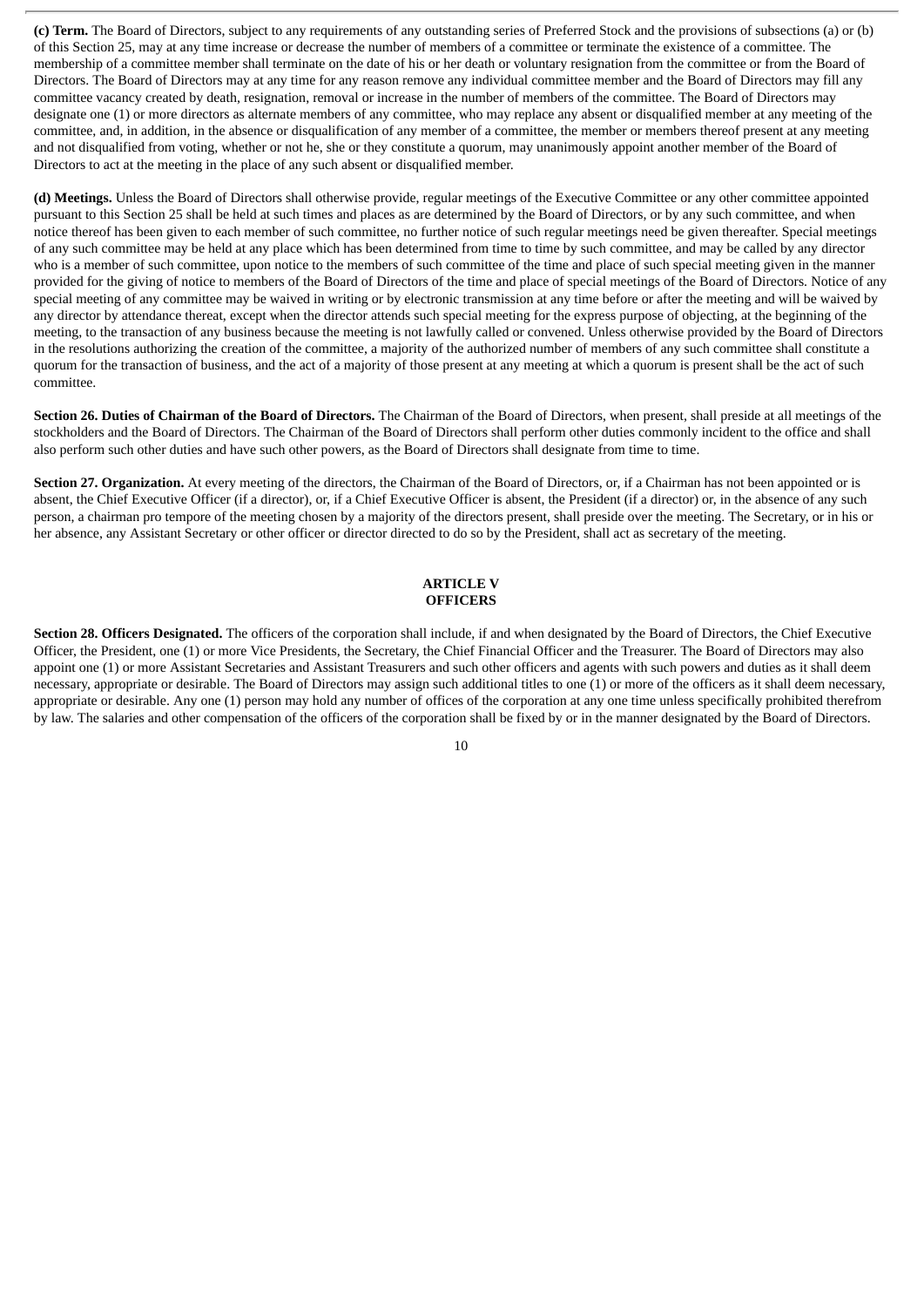**(c) Term.** The Board of Directors, subject to any requirements of any outstanding series of Preferred Stock and the provisions of subsections (a) or (b) of this Section 25, may at any time increase or decrease the number of members of a committee or terminate the existence of a committee. The membership of a committee member shall terminate on the date of his or her death or voluntary resignation from the committee or from the Board of Directors. The Board of Directors may at any time for any reason remove any individual committee member and the Board of Directors may fill any committee vacancy created by death, resignation, removal or increase in the number of members of the committee. The Board of Directors may designate one (1) or more directors as alternate members of any committee, who may replace any absent or disqualified member at any meeting of the committee, and, in addition, in the absence or disqualification of any member of a committee, the member or members thereof present at any meeting and not disqualified from voting, whether or not he, she or they constitute a quorum, may unanimously appoint another member of the Board of Directors to act at the meeting in the place of any such absent or disqualified member.

**(d) Meetings.** Unless the Board of Directors shall otherwise provide, regular meetings of the Executive Committee or any other committee appointed pursuant to this Section 25 shall be held at such times and places as are determined by the Board of Directors, or by any such committee, and when notice thereof has been given to each member of such committee, no further notice of such regular meetings need be given thereafter. Special meetings of any such committee may be held at any place which has been determined from time to time by such committee, and may be called by any director who is a member of such committee, upon notice to the members of such committee of the time and place of such special meeting given in the manner provided for the giving of notice to members of the Board of Directors of the time and place of special meetings of the Board of Directors. Notice of any special meeting of any committee may be waived in writing or by electronic transmission at any time before or after the meeting and will be waived by any director by attendance thereat, except when the director attends such special meeting for the express purpose of objecting, at the beginning of the meeting, to the transaction of any business because the meeting is not lawfully called or convened. Unless otherwise provided by the Board of Directors in the resolutions authorizing the creation of the committee, a majority of the authorized number of members of any such committee shall constitute a quorum for the transaction of business, and the act of a majority of those present at any meeting at which a quorum is present shall be the act of such committee.

**Section 26. Duties of Chairman of the Board of Directors.** The Chairman of the Board of Directors, when present, shall preside at all meetings of the stockholders and the Board of Directors. The Chairman of the Board of Directors shall perform other duties commonly incident to the office and shall also perform such other duties and have such other powers, as the Board of Directors shall designate from time to time.

**Section 27. Organization.** At every meeting of the directors, the Chairman of the Board of Directors, or, if a Chairman has not been appointed or is absent, the Chief Executive Officer (if a director), or, if a Chief Executive Officer is absent, the President (if a director) or, in the absence of any such person, a chairman pro tempore of the meeting chosen by a majority of the directors present, shall preside over the meeting. The Secretary, or in his or her absence, any Assistant Secretary or other officer or director directed to do so by the President, shall act as secretary of the meeting.

## ARTICLE V
## OFFICERS

**Section 28. Officers Designated.** The officers of the corporation shall include, if and when designated by the Board of Directors, the Chief Executive Officer, the President, one (1) or more Vice Presidents, the Secretary, the Chief Financial Officer and the Treasurer. The Board of Directors may also appoint one (1) or more Assistant Secretaries and Assistant Treasurers and such other officers and agents with such powers and duties as it shall deem necessary, appropriate or desirable. The Board of Directors may assign such additional titles to one (1) or more of the officers as it shall deem necessary, appropriate or desirable. Any one (1) person may hold any number of offices of the corporation at any one time unless specifically prohibited therefrom by law. The salaries and other compensation of the officers of the corporation shall be fixed by or in the manner designated by the Board of Directors.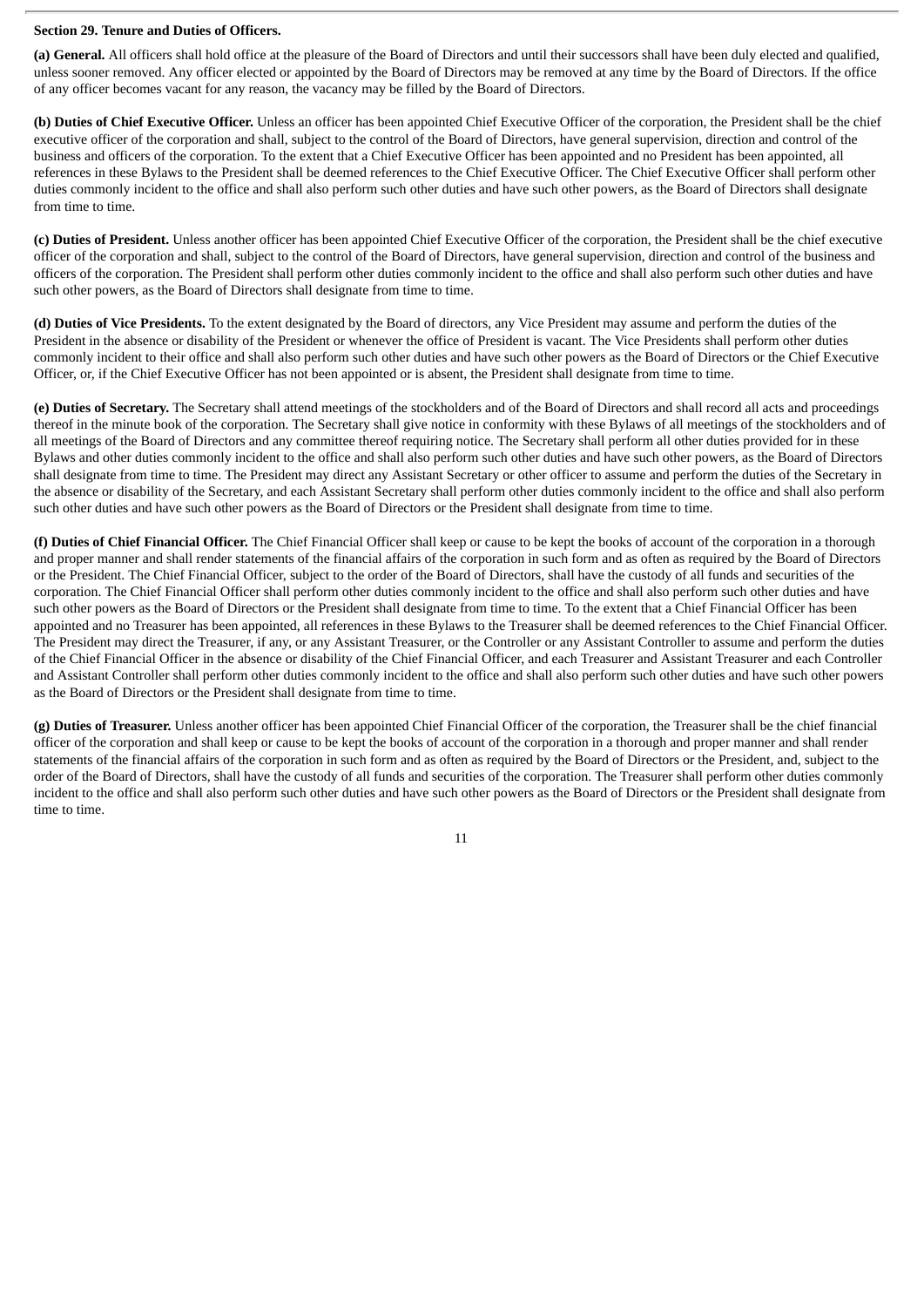**Section 29. Tenure and Duties of Officers.**

**(a) General.** All officers shall hold office at the pleasure of the Board of Directors and until their successors shall have been duly elected and qualified, unless sooner removed. Any officer elected or appointed by the Board of Directors may be removed at any time by the Board of Directors. If the office of any officer becomes vacant for any reason, the vacancy may be filled by the Board of Directors.

**(b) Duties of Chief Executive Officer.** Unless an officer has been appointed Chief Executive Officer of the corporation, the President shall be the chief executive officer of the corporation and shall, subject to the control of the Board of Directors, have general supervision, direction and control of the business and officers of the corporation. To the extent that a Chief Executive Officer has been appointed and no President has been appointed, all references in these Bylaws to the President shall be deemed references to the Chief Executive Officer. The Chief Executive Officer shall perform other duties commonly incident to the office and shall also perform such other duties and have such other powers, as the Board of Directors shall designate from time to time.

**(c) Duties of President.** Unless another officer has been appointed Chief Executive Officer of the corporation, the President shall be the chief executive officer of the corporation and shall, subject to the control of the Board of Directors, have general supervision, direction and control of the business and officers of the corporation. The President shall perform other duties commonly incident to the office and shall also perform such other duties and have such other powers, as the Board of Directors shall designate from time to time.

**(d) Duties of Vice Presidents.** To the extent designated by the Board of directors, any Vice President may assume and perform the duties of the President in the absence or disability of the President or whenever the office of President is vacant. The Vice Presidents shall perform other duties commonly incident to their office and shall also perform such other duties and have such other powers as the Board of Directors or the Chief Executive Officer, or, if the Chief Executive Officer has not been appointed or is absent, the President shall designate from time to time.

**(e) Duties of Secretary.** The Secretary shall attend meetings of the stockholders and of the Board of Directors and shall record all acts and proceedings thereof in the minute book of the corporation. The Secretary shall give notice in conformity with these Bylaws of all meetings of the stockholders and of all meetings of the Board of Directors and any committee thereof requiring notice. The Secretary shall perform all other duties provided for in these Bylaws and other duties commonly incident to the office and shall also perform such other duties and have such other powers, as the Board of Directors shall designate from time to time. The President may direct any Assistant Secretary or other officer to assume and perform the duties of the Secretary in the absence or disability of the Secretary, and each Assistant Secretary shall perform other duties commonly incident to the office and shall also perform such other duties and have such other powers as the Board of Directors or the President shall designate from time to time.

**(f) Duties of Chief Financial Officer.** The Chief Financial Officer shall keep or cause to be kept the books of account of the corporation in a thorough and proper manner and shall render statements of the financial affairs of the corporation in such form and as often as required by the Board of Directors or the President. The Chief Financial Officer, subject to the order of the Board of Directors, shall have the custody of all funds and securities of the corporation. The Chief Financial Officer shall perform other duties commonly incident to the office and shall also perform such other duties and have such other powers as the Board of Directors or the President shall designate from time to time. To the extent that a Chief Financial Officer has been appointed and no Treasurer has been appointed, all references in these Bylaws to the Treasurer shall be deemed references to the Chief Financial Officer. The President may direct the Treasurer, if any, or any Assistant Treasurer, or the Controller or any Assistant Controller to assume and perform the duties of the Chief Financial Officer in the absence or disability of the Chief Financial Officer, and each Treasurer and Assistant Treasurer and each Controller and Assistant Controller shall perform other duties commonly incident to the office and shall also perform such other duties and have such other powers as the Board of Directors or the President shall designate from time to time.

**(g) Duties of Treasurer.** Unless another officer has been appointed Chief Financial Officer of the corporation, the Treasurer shall be the chief financial officer of the corporation and shall keep or cause to be kept the books of account of the corporation in a thorough and proper manner and shall render statements of the financial affairs of the corporation in such form and as often as required by the Board of Directors or the President, and, subject to the order of the Board of Directors, shall have the custody of all funds and securities of the corporation. The Treasurer shall perform other duties commonly incident to the office and shall also perform such other duties and have such other powers as the Board of Directors or the President shall designate from time to time.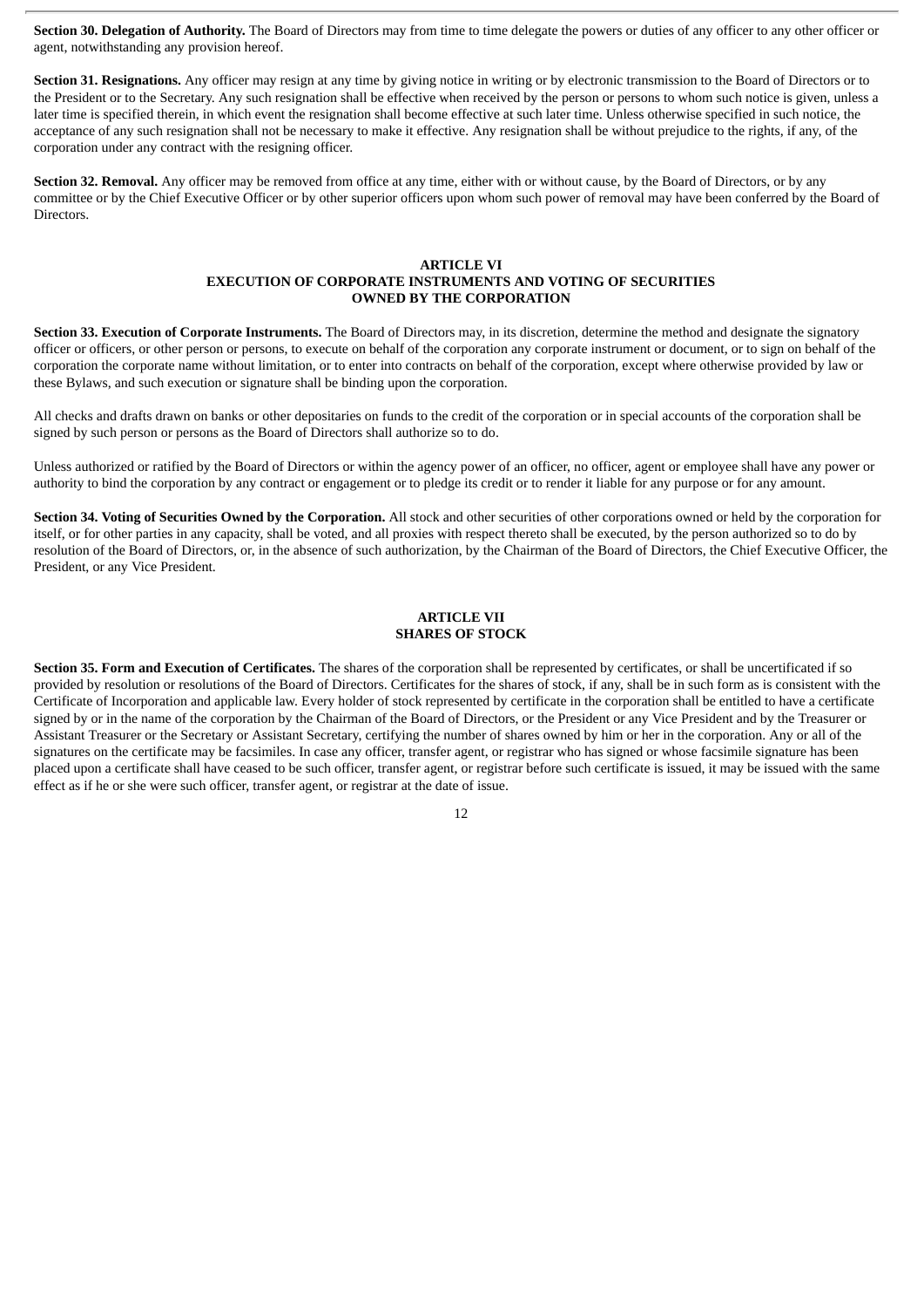**Section 30. Delegation of Authority.** The Board of Directors may from time to time delegate the powers or duties of any officer to any other officer or agent, notwithstanding any provision hereof.

**Section 31. Resignations.** Any officer may resign at any time by giving notice in writing or by electronic transmission to the Board of Directors or to the President or to the Secretary. Any such resignation shall be effective when received by the person or persons to whom such notice is given, unless a later time is specified therein, in which event the resignation shall become effective at such later time. Unless otherwise specified in such notice, the acceptance of any such resignation shall not be necessary to make it effective. Any resignation shall be without prejudice to the rights, if any, of the corporation under any contract with the resigning officer.

**Section 32. Removal.** Any officer may be removed from office at any time, either with or without cause, by the Board of Directors, or by any committee or by the Chief Executive Officer or by other superior officers upon whom such power of removal may have been conferred by the Board of Directors.

## ARTICLE VI
## EXECUTION OF CORPORATE INSTRUMENTS AND VOTING OF SECURITIES OWNED BY THE CORPORATION

**Section 33. Execution of Corporate Instruments.** The Board of Directors may, in its discretion, determine the method and designate the signatory officer or officers, or other person or persons, to execute on behalf of the corporation any corporate instrument or document, or to sign on behalf of the corporation the corporate name without limitation, or to enter into contracts on behalf of the corporation, except where otherwise provided by law or these Bylaws, and such execution or signature shall be binding upon the corporation.

All checks and drafts drawn on banks or other depositaries on funds to the credit of the corporation or in special accounts of the corporation shall be signed by such person or persons as the Board of Directors shall authorize so to do.

Unless authorized or ratified by the Board of Directors or within the agency power of an officer, no officer, agent or employee shall have any power or authority to bind the corporation by any contract or engagement or to pledge its credit or to render it liable for any purpose or for any amount.

**Section 34. Voting of Securities Owned by the Corporation.** All stock and other securities of other corporations owned or held by the corporation for itself, or for other parties in any capacity, shall be voted, and all proxies with respect thereto shall be executed, by the person authorized so to do by resolution of the Board of Directors, or, in the absence of such authorization, by the Chairman of the Board of Directors, the Chief Executive Officer, the President, or any Vice President.

## ARTICLE VII
## SHARES OF STOCK

**Section 35. Form and Execution of Certificates.** The shares of the corporation shall be represented by certificates, or shall be uncertificated if so provided by resolution or resolutions of the Board of Directors. Certificates for the shares of stock, if any, shall be in such form as is consistent with the Certificate of Incorporation and applicable law. Every holder of stock represented by certificate in the corporation shall be entitled to have a certificate signed by or in the name of the corporation by the Chairman of the Board of Directors, or the President or any Vice President and by the Treasurer or Assistant Treasurer or the Secretary or Assistant Secretary, certifying the number of shares owned by him or her in the corporation. Any or all of the signatures on the certificate may be facsimiles. In case any officer, transfer agent, or registrar who has signed or whose facsimile signature has been placed upon a certificate shall have ceased to be such officer, transfer agent, or registrar before such certificate is issued, it may be issued with the same effect as if he or she were such officer, transfer agent, or registrar at the date of issue.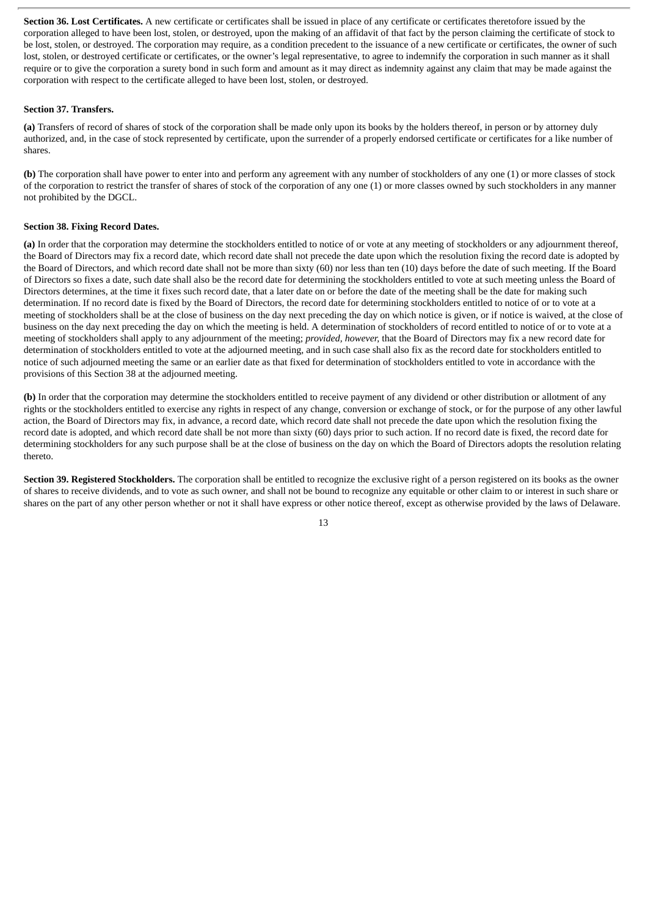**Section 36. Lost Certificates.** A new certificate or certificates shall be issued in place of any certificate or certificates theretofore issued by the corporation alleged to have been lost, stolen, or destroyed, upon the making of an affidavit of that fact by the person claiming the certificate of stock to be lost, stolen, or destroyed. The corporation may require, as a condition precedent to the issuance of a new certificate or certificates, the owner of such lost, stolen, or destroyed certificate or certificates, or the owner's legal representative, to agree to indemnify the corporation in such manner as it shall require or to give the corporation a surety bond in such form and amount as it may direct as indemnity against any claim that may be made against the corporation with respect to the certificate alleged to have been lost, stolen, or destroyed.

**Section 37. Transfers.**

**(a)** Transfers of record of shares of stock of the corporation shall be made only upon its books by the holders thereof, in person or by attorney duly authorized, and, in the case of stock represented by certificate, upon the surrender of a properly endorsed certificate or certificates for a like number of shares.

**(b)** The corporation shall have power to enter into and perform any agreement with any number of stockholders of any one (1) or more classes of stock of the corporation to restrict the transfer of shares of stock of the corporation of any one (1) or more classes owned by such stockholders in any manner not prohibited by the DGCL.

**Section 38. Fixing Record Dates.**

**(a)** In order that the corporation may determine the stockholders entitled to notice of or vote at any meeting of stockholders or any adjournment thereof, the Board of Directors may fix a record date, which record date shall not precede the date upon which the resolution fixing the record date is adopted by the Board of Directors, and which record date shall not be more than sixty (60) nor less than ten (10) days before the date of such meeting. If the Board of Directors so fixes a date, such date shall also be the record date for determining the stockholders entitled to vote at such meeting unless the Board of Directors determines, at the time it fixes such record date, that a later date on or before the date of the meeting shall be the date for making such determination. If no record date is fixed by the Board of Directors, the record date for determining stockholders entitled to notice of or to vote at a meeting of stockholders shall be at the close of business on the day next preceding the day on which notice is given, or if notice is waived, at the close of business on the day next preceding the day on which the meeting is held. A determination of stockholders of record entitled to notice of or to vote at a meeting of stockholders shall apply to any adjournment of the meeting; *provided, however,* that the Board of Directors may fix a new record date for determination of stockholders entitled to vote at the adjourned meeting, and in such case shall also fix as the record date for stockholders entitled to notice of such adjourned meeting the same or an earlier date as that fixed for determination of stockholders entitled to vote in accordance with the provisions of this Section 38 at the adjourned meeting.

**(b)** In order that the corporation may determine the stockholders entitled to receive payment of any dividend or other distribution or allotment of any rights or the stockholders entitled to exercise any rights in respect of any change, conversion or exchange of stock, or for the purpose of any other lawful action, the Board of Directors may fix, in advance, a record date, which record date shall not precede the date upon which the resolution fixing the record date is adopted, and which record date shall be not more than sixty (60) days prior to such action. If no record date is fixed, the record date for determining stockholders for any such purpose shall be at the close of business on the day on which the Board of Directors adopts the resolution relating thereto.

**Section 39. Registered Stockholders.** The corporation shall be entitled to recognize the exclusive right of a person registered on its books as the owner of shares to receive dividends, and to vote as such owner, and shall not be bound to recognize any equitable or other claim to or interest in such share or shares on the part of any other person whether or not it shall have express or other notice thereof, except as otherwise provided by the laws of Delaware.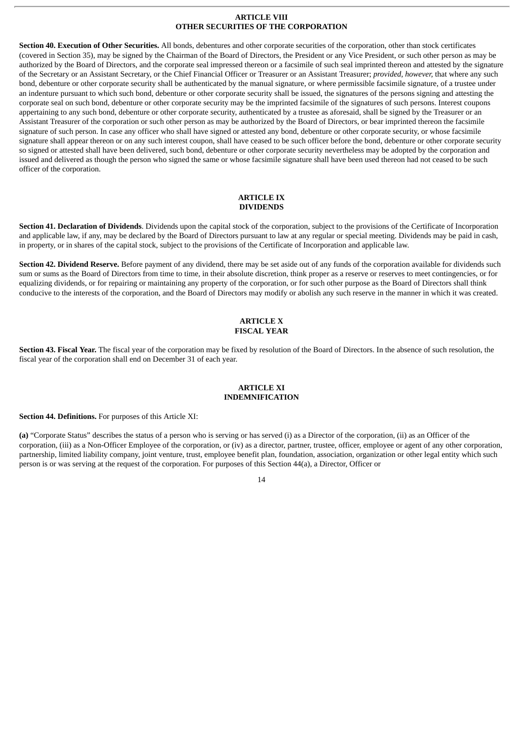## ARTICLE VIII
## OTHER SECURITIES OF THE CORPORATION

**Section 40. Execution of Other Securities.** All bonds, debentures and other corporate securities of the corporation, other than stock certificates (covered in Section 35), may be signed by the Chairman of the Board of Directors, the President or any Vice President, or such other person as may be authorized by the Board of Directors, and the corporate seal impressed thereon or a facsimile of such seal imprinted thereon and attested by the signature of the Secretary or an Assistant Secretary, or the Chief Financial Officer or Treasurer or an Assistant Treasurer; *provided, however,* that where any such bond, debenture or other corporate security shall be authenticated by the manual signature, or where permissible facsimile signature, of a trustee under an indenture pursuant to which such bond, debenture or other corporate security shall be issued, the signatures of the persons signing and attesting the corporate seal on such bond, debenture or other corporate security may be the imprinted facsimile of the signatures of such persons. Interest coupons appertaining to any such bond, debenture or other corporate security, authenticated by a trustee as aforesaid, shall be signed by the Treasurer or an Assistant Treasurer of the corporation or such other person as may be authorized by the Board of Directors, or bear imprinted thereon the facsimile signature of such person. In case any officer who shall have signed or attested any bond, debenture or other corporate security, or whose facsimile signature shall appear thereon or on any such interest coupon, shall have ceased to be such officer before the bond, debenture or other corporate security so signed or attested shall have been delivered, such bond, debenture or other corporate security nevertheless may be adopted by the corporation and issued and delivered as though the person who signed the same or whose facsimile signature shall have been used thereon had not ceased to be such officer of the corporation.

## ARTICLE IX
## DIVIDENDS

**Section 41. Declaration of Dividends**. Dividends upon the capital stock of the corporation, subject to the provisions of the Certificate of Incorporation and applicable law, if any, may be declared by the Board of Directors pursuant to law at any regular or special meeting. Dividends may be paid in cash, in property, or in shares of the capital stock, subject to the provisions of the Certificate of Incorporation and applicable law.

**Section 42. Dividend Reserve.** Before payment of any dividend, there may be set aside out of any funds of the corporation available for dividends such sum or sums as the Board of Directors from time to time, in their absolute discretion, think proper as a reserve or reserves to meet contingencies, or for equalizing dividends, or for repairing or maintaining any property of the corporation, or for such other purpose as the Board of Directors shall think conducive to the interests of the corporation, and the Board of Directors may modify or abolish any such reserve in the manner in which it was created.

## ARTICLE X
## FISCAL YEAR

**Section 43. Fiscal Year.** The fiscal year of the corporation may be fixed by resolution of the Board of Directors. In the absence of such resolution, the fiscal year of the corporation shall end on December 31 of each year.

## ARTICLE XI
## INDEMNIFICATION

**Section 44. Definitions.** For purposes of this Article XI:

**(a)** "Corporate Status" describes the status of a person who is serving or has served (i) as a Director of the corporation, (ii) as an Officer of the corporation, (iii) as a Non-Officer Employee of the corporation, or (iv) as a director, partner, trustee, officer, employee or agent of any other corporation, partnership, limited liability company, joint venture, trust, employee benefit plan, foundation, association, organization or other legal entity which such person is or was serving at the request of the corporation. For purposes of this Section 44(a), a Director, Officer or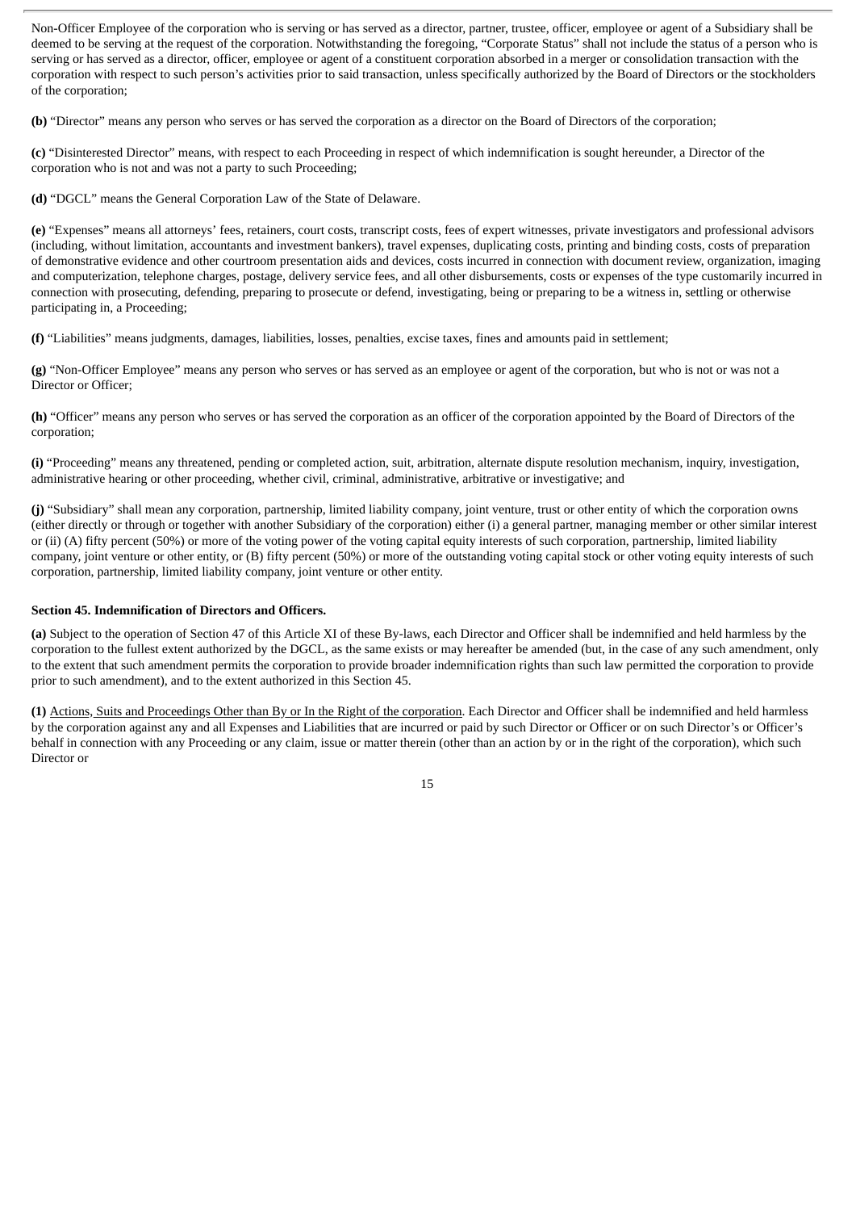Non-Officer Employee of the corporation who is serving or has served as a director, partner, trustee, officer, employee or agent of a Subsidiary shall be deemed to be serving at the request of the corporation. Notwithstanding the foregoing, "Corporate Status" shall not include the status of a person who is serving or has served as a director, officer, employee or agent of a constituent corporation absorbed in a merger or consolidation transaction with the corporation with respect to such person's activities prior to said transaction, unless specifically authorized by the Board of Directors or the stockholders of the corporation;

**(b)** "Director" means any person who serves or has served the corporation as a director on the Board of Directors of the corporation;

**(c)** "Disinterested Director" means, with respect to each Proceeding in respect of which indemnification is sought hereunder, a Director of the corporation who is not and was not a party to such Proceeding;

**(d)** "DGCL" means the General Corporation Law of the State of Delaware.

**(e)** "Expenses" means all attorneys' fees, retainers, court costs, transcript costs, fees of expert witnesses, private investigators and professional advisors (including, without limitation, accountants and investment bankers), travel expenses, duplicating costs, printing and binding costs, costs of preparation of demonstrative evidence and other courtroom presentation aids and devices, costs incurred in connection with document review, organization, imaging and computerization, telephone charges, postage, delivery service fees, and all other disbursements, costs or expenses of the type customarily incurred in connection with prosecuting, defending, preparing to prosecute or defend, investigating, being or preparing to be a witness in, settling or otherwise participating in, a Proceeding;

**(f)** "Liabilities" means judgments, damages, liabilities, losses, penalties, excise taxes, fines and amounts paid in settlement;

**(g)** "Non-Officer Employee" means any person who serves or has served as an employee or agent of the corporation, but who is not or was not a Director or Officer;

**(h)** "Officer" means any person who serves or has served the corporation as an officer of the corporation appointed by the Board of Directors of the corporation;

**(i)** "Proceeding" means any threatened, pending or completed action, suit, arbitration, alternate dispute resolution mechanism, inquiry, investigation, administrative hearing or other proceeding, whether civil, criminal, administrative, arbitrative or investigative; and

**(j)** "Subsidiary" shall mean any corporation, partnership, limited liability company, joint venture, trust or other entity of which the corporation owns (either directly or through or together with another Subsidiary of the corporation) either (i) a general partner, managing member or other similar interest or (ii) (A) fifty percent (50%) or more of the voting power of the voting capital equity interests of such corporation, partnership, limited liability company, joint venture or other entity, or (B) fifty percent (50%) or more of the outstanding voting capital stock or other voting equity interests of such corporation, partnership, limited liability company, joint venture or other entity.

**Section 45. Indemnification of Directors and Officers.**

**(a)** Subject to the operation of Section 47 of this Article XI of these By-laws, each Director and Officer shall be indemnified and held harmless by the corporation to the fullest extent authorized by the DGCL, as the same exists or may hereafter be amended (but, in the case of any such amendment, only to the extent that such amendment permits the corporation to provide broader indemnification rights than such law permitted the corporation to provide prior to such amendment), and to the extent authorized in this Section 45.

**(1)** Actions, Suits and Proceedings Other than By or In the Right of the corporation. Each Director and Officer shall be indemnified and held harmless by the corporation against any and all Expenses and Liabilities that are incurred or paid by such Director or Officer or on such Director's or Officer's behalf in connection with any Proceeding or any claim, issue or matter therein (other than an action by or in the right of the corporation), which such Director or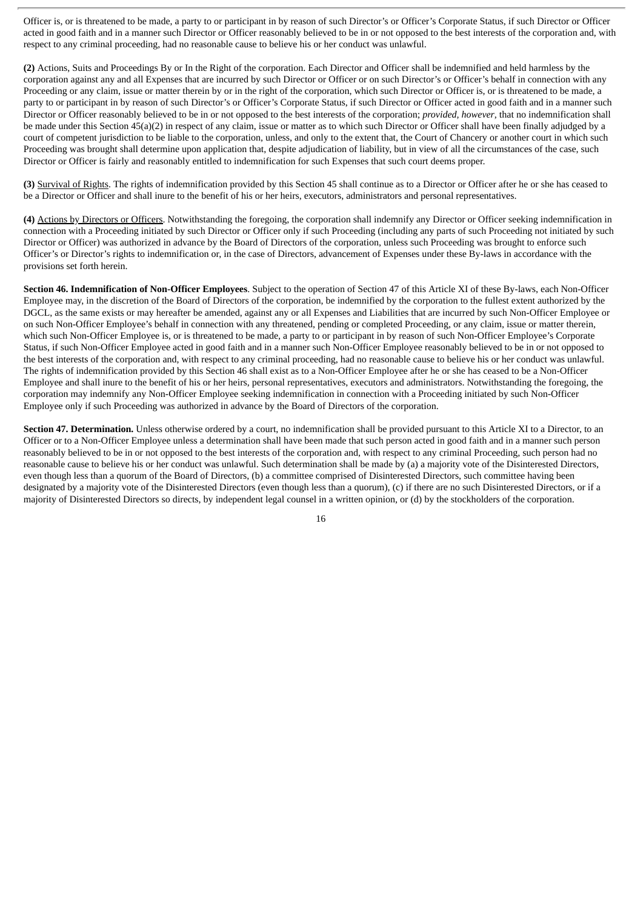Officer is, or is threatened to be made, a party to or participant in by reason of such Director's or Officer's Corporate Status, if such Director or Officer acted in good faith and in a manner such Director or Officer reasonably believed to be in or not opposed to the best interests of the corporation and, with respect to any criminal proceeding, had no reasonable cause to believe his or her conduct was unlawful.

**(2)** Actions, Suits and Proceedings By or In the Right of the corporation. Each Director and Officer shall be indemnified and held harmless by the corporation against any and all Expenses that are incurred by such Director or Officer or on such Director's or Officer's behalf in connection with any Proceeding or any claim, issue or matter therein by or in the right of the corporation, which such Director or Officer is, or is threatened to be made, a party to or participant in by reason of such Director's or Officer's Corporate Status, if such Director or Officer acted in good faith and in a manner such Director or Officer reasonably believed to be in or not opposed to the best interests of the corporation; *provided, however*, that no indemnification shall be made under this Section 45(a)(2) in respect of any claim, issue or matter as to which such Director or Officer shall have been finally adjudged by a court of competent jurisdiction to be liable to the corporation, unless, and only to the extent that, the Court of Chancery or another court in which such Proceeding was brought shall determine upon application that, despite adjudication of liability, but in view of all the circumstances of the case, such Director or Officer is fairly and reasonably entitled to indemnification for such Expenses that such court deems proper.

**(3)** Survival of Rights. The rights of indemnification provided by this Section 45 shall continue as to a Director or Officer after he or she has ceased to be a Director or Officer and shall inure to the benefit of his or her heirs, executors, administrators and personal representatives.

**(4)** Actions by Directors or Officers. Notwithstanding the foregoing, the corporation shall indemnify any Director or Officer seeking indemnification in connection with a Proceeding initiated by such Director or Officer only if such Proceeding (including any parts of such Proceeding not initiated by such Director or Officer) was authorized in advance by the Board of Directors of the corporation, unless such Proceeding was brought to enforce such Officer's or Director's rights to indemnification or, in the case of Directors, advancement of Expenses under these By-laws in accordance with the provisions set forth herein.

**Section 46. Indemnification of Non-Officer Employees**. Subject to the operation of Section 47 of this Article XI of these By-laws, each Non-Officer Employee may, in the discretion of the Board of Directors of the corporation, be indemnified by the corporation to the fullest extent authorized by the DGCL, as the same exists or may hereafter be amended, against any or all Expenses and Liabilities that are incurred by such Non-Officer Employee or on such Non-Officer Employee's behalf in connection with any threatened, pending or completed Proceeding, or any claim, issue or matter therein, which such Non-Officer Employee is, or is threatened to be made, a party to or participant in by reason of such Non-Officer Employee's Corporate Status, if such Non-Officer Employee acted in good faith and in a manner such Non-Officer Employee reasonably believed to be in or not opposed to the best interests of the corporation and, with respect to any criminal proceeding, had no reasonable cause to believe his or her conduct was unlawful. The rights of indemnification provided by this Section 46 shall exist as to a Non-Officer Employee after he or she has ceased to be a Non-Officer Employee and shall inure to the benefit of his or her heirs, personal representatives, executors and administrators. Notwithstanding the foregoing, the corporation may indemnify any Non-Officer Employee seeking indemnification in connection with a Proceeding initiated by such Non-Officer Employee only if such Proceeding was authorized in advance by the Board of Directors of the corporation.

**Section 47. Determination.** Unless otherwise ordered by a court, no indemnification shall be provided pursuant to this Article XI to a Director, to an Officer or to a Non-Officer Employee unless a determination shall have been made that such person acted in good faith and in a manner such person reasonably believed to be in or not opposed to the best interests of the corporation and, with respect to any criminal Proceeding, such person had no reasonable cause to believe his or her conduct was unlawful. Such determination shall be made by (a) a majority vote of the Disinterested Directors, even though less than a quorum of the Board of Directors, (b) a committee comprised of Disinterested Directors, such committee having been designated by a majority vote of the Disinterested Directors (even though less than a quorum), (c) if there are no such Disinterested Directors, or if a majority of Disinterested Directors so directs, by independent legal counsel in a written opinion, or (d) by the stockholders of the corporation.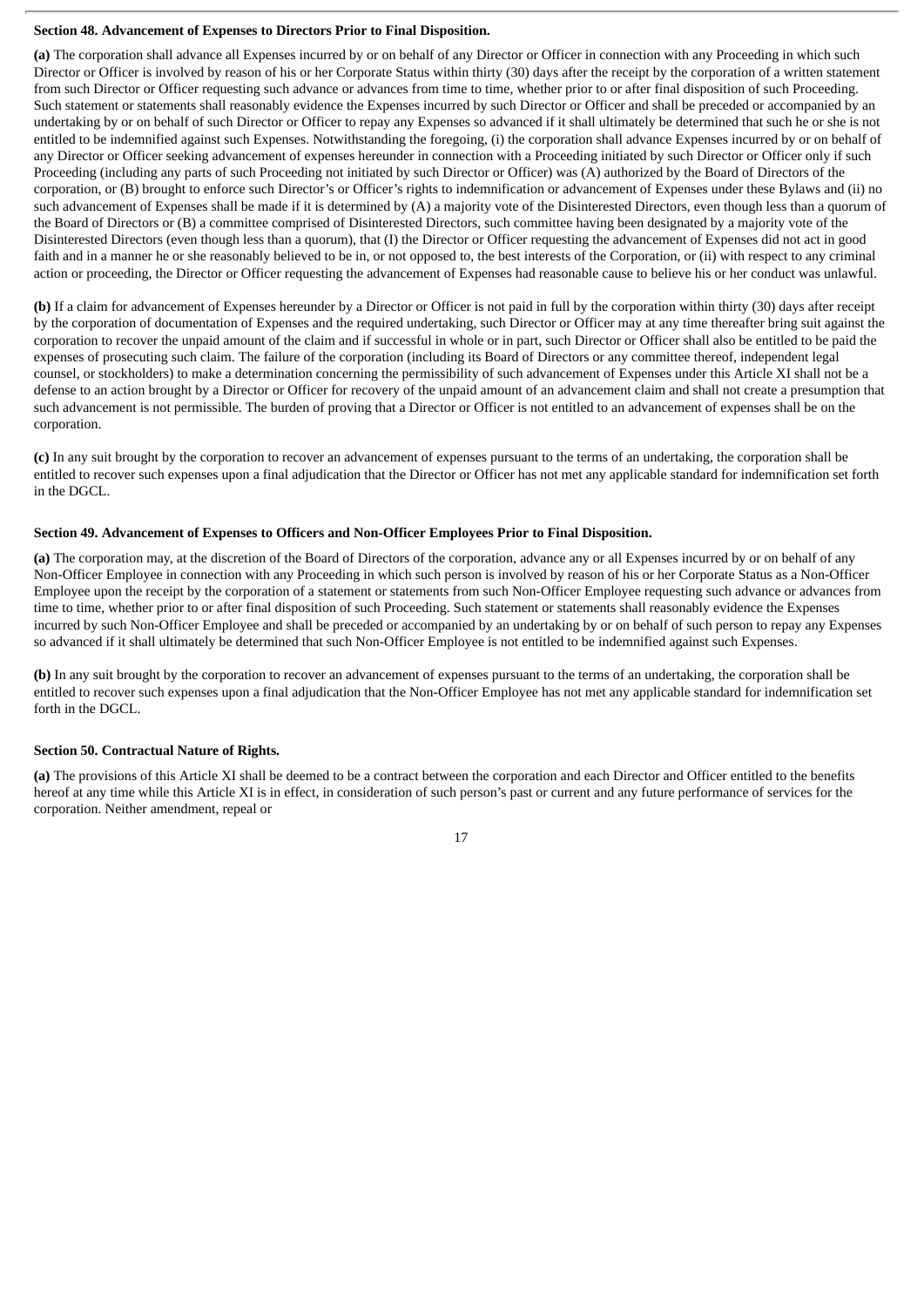**Section 48. Advancement of Expenses to Directors Prior to Final Disposition.**

**(a)** The corporation shall advance all Expenses incurred by or on behalf of any Director or Officer in connection with any Proceeding in which such Director or Officer is involved by reason of his or her Corporate Status within thirty (30) days after the receipt by the corporation of a written statement from such Director or Officer requesting such advance or advances from time to time, whether prior to or after final disposition of such Proceeding. Such statement or statements shall reasonably evidence the Expenses incurred by such Director or Officer and shall be preceded or accompanied by an undertaking by or on behalf of such Director or Officer to repay any Expenses so advanced if it shall ultimately be determined that such he or she is not entitled to be indemnified against such Expenses. Notwithstanding the foregoing, (i) the corporation shall advance Expenses incurred by or on behalf of any Director or Officer seeking advancement of expenses hereunder in connection with a Proceeding initiated by such Director or Officer only if such Proceeding (including any parts of such Proceeding not initiated by such Director or Officer) was (A) authorized by the Board of Directors of the corporation, or (B) brought to enforce such Director's or Officer's rights to indemnification or advancement of Expenses under these Bylaws and (ii) no such advancement of Expenses shall be made if it is determined by (A) a majority vote of the Disinterested Directors, even though less than a quorum of the Board of Directors or (B) a committee comprised of Disinterested Directors, such committee having been designated by a majority vote of the Disinterested Directors (even though less than a quorum), that (I) the Director or Officer requesting the advancement of Expenses did not act in good faith and in a manner he or she reasonably believed to be in, or not opposed to, the best interests of the Corporation, or (ii) with respect to any criminal action or proceeding, the Director or Officer requesting the advancement of Expenses had reasonable cause to believe his or her conduct was unlawful.

**(b)** If a claim for advancement of Expenses hereunder by a Director or Officer is not paid in full by the corporation within thirty (30) days after receipt by the corporation of documentation of Expenses and the required undertaking, such Director or Officer may at any time thereafter bring suit against the corporation to recover the unpaid amount of the claim and if successful in whole or in part, such Director or Officer shall also be entitled to be paid the expenses of prosecuting such claim. The failure of the corporation (including its Board of Directors or any committee thereof, independent legal counsel, or stockholders) to make a determination concerning the permissibility of such advancement of Expenses under this Article XI shall not be a defense to an action brought by a Director or Officer for recovery of the unpaid amount of an advancement claim and shall not create a presumption that such advancement is not permissible. The burden of proving that a Director or Officer is not entitled to an advancement of expenses shall be on the corporation.

**(c)** In any suit brought by the corporation to recover an advancement of expenses pursuant to the terms of an undertaking, the corporation shall be entitled to recover such expenses upon a final adjudication that the Director or Officer has not met any applicable standard for indemnification set forth in the DGCL.

**Section 49. Advancement of Expenses to Officers and Non-Officer Employees Prior to Final Disposition.**

**(a)** The corporation may, at the discretion of the Board of Directors of the corporation, advance any or all Expenses incurred by or on behalf of any Non-Officer Employee in connection with any Proceeding in which such person is involved by reason of his or her Corporate Status as a Non-Officer Employee upon the receipt by the corporation of a statement or statements from such Non-Officer Employee requesting such advance or advances from time to time, whether prior to or after final disposition of such Proceeding. Such statement or statements shall reasonably evidence the Expenses incurred by such Non-Officer Employee and shall be preceded or accompanied by an undertaking by or on behalf of such person to repay any Expenses so advanced if it shall ultimately be determined that such Non-Officer Employee is not entitled to be indemnified against such Expenses.

**(b)** In any suit brought by the corporation to recover an advancement of expenses pursuant to the terms of an undertaking, the corporation shall be entitled to recover such expenses upon a final adjudication that the Non-Officer Employee has not met any applicable standard for indemnification set forth in the DGCL.

**Section 50. Contractual Nature of Rights.**

**(a)** The provisions of this Article XI shall be deemed to be a contract between the corporation and each Director and Officer entitled to the benefits hereof at any time while this Article XI is in effect, in consideration of such person's past or current and any future performance of services for the corporation. Neither amendment, repeal or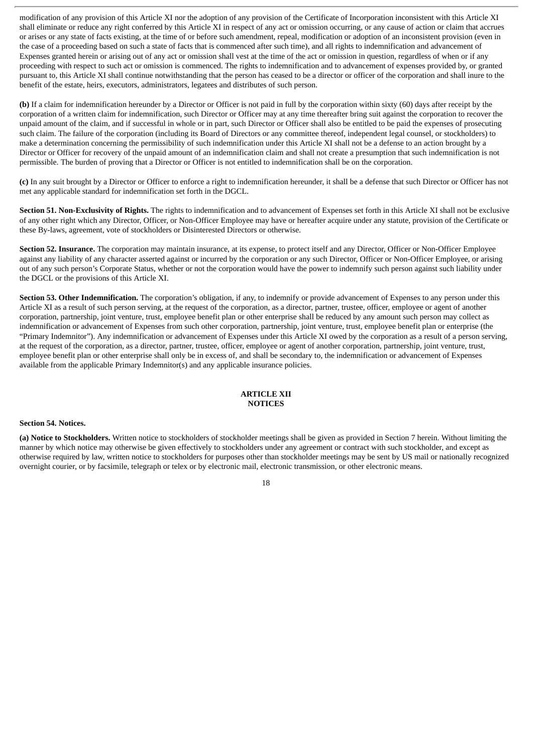modification of any provision of this Article XI nor the adoption of any provision of the Certificate of Incorporation inconsistent with this Article XI shall eliminate or reduce any right conferred by this Article XI in respect of any act or omission occurring, or any cause of action or claim that accrues or arises or any state of facts existing, at the time of or before such amendment, repeal, modification or adoption of an inconsistent provision (even in the case of a proceeding based on such a state of facts that is commenced after such time), and all rights to indemnification and advancement of Expenses granted herein or arising out of any act or omission shall vest at the time of the act or omission in question, regardless of when or if any proceeding with respect to such act or omission is commenced. The rights to indemnification and to advancement of expenses provided by, or granted pursuant to, this Article XI shall continue notwithstanding that the person has ceased to be a director or officer of the corporation and shall inure to the benefit of the estate, heirs, executors, administrators, legatees and distributes of such person.

**(b)** If a claim for indemnification hereunder by a Director or Officer is not paid in full by the corporation within sixty (60) days after receipt by the corporation of a written claim for indemnification, such Director or Officer may at any time thereafter bring suit against the corporation to recover the unpaid amount of the claim, and if successful in whole or in part, such Director or Officer shall also be entitled to be paid the expenses of prosecuting such claim. The failure of the corporation (including its Board of Directors or any committee thereof, independent legal counsel, or stockholders) to make a determination concerning the permissibility of such indemnification under this Article XI shall not be a defense to an action brought by a Director or Officer for recovery of the unpaid amount of an indemnification claim and shall not create a presumption that such indemnification is not permissible. The burden of proving that a Director or Officer is not entitled to indemnification shall be on the corporation.

**(c)** In any suit brought by a Director or Officer to enforce a right to indemnification hereunder, it shall be a defense that such Director or Officer has not met any applicable standard for indemnification set forth in the DGCL.

**Section 51. Non-Exclusivity of Rights.** The rights to indemnification and to advancement of Expenses set forth in this Article XI shall not be exclusive of any other right which any Director, Officer, or Non-Officer Employee may have or hereafter acquire under any statute, provision of the Certificate or these By-laws, agreement, vote of stockholders or Disinterested Directors or otherwise.

**Section 52. Insurance.** The corporation may maintain insurance, at its expense, to protect itself and any Director, Officer or Non-Officer Employee against any liability of any character asserted against or incurred by the corporation or any such Director, Officer or Non-Officer Employee, or arising out of any such person's Corporate Status, whether or not the corporation would have the power to indemnify such person against such liability under the DGCL or the provisions of this Article XI.

**Section 53. Other Indemnification.** The corporation's obligation, if any, to indemnify or provide advancement of Expenses to any person under this Article XI as a result of such person serving, at the request of the corporation, as a director, partner, trustee, officer, employee or agent of another corporation, partnership, joint venture, trust, employee benefit plan or other enterprise shall be reduced by any amount such person may collect as indemnification or advancement of Expenses from such other corporation, partnership, joint venture, trust, employee benefit plan or enterprise (the "Primary Indemnitor"). Any indemnification or advancement of Expenses under this Article XI owed by the corporation as a result of a person serving, at the request of the corporation, as a director, partner, trustee, officer, employee or agent of another corporation, partnership, joint venture, trust, employee benefit plan or other enterprise shall only be in excess of, and shall be secondary to, the indemnification or advancement of Expenses available from the applicable Primary Indemnitor(s) and any applicable insurance policies.

## ARTICLE XII
## NOTICES

**Section 54. Notices.**

**(a) Notice to Stockholders.** Written notice to stockholders of stockholder meetings shall be given as provided in Section 7 herein. Without limiting the manner by which notice may otherwise be given effectively to stockholders under any agreement or contract with such stockholder, and except as otherwise required by law, written notice to stockholders for purposes other than stockholder meetings may be sent by US mail or nationally recognized overnight courier, or by facsimile, telegraph or telex or by electronic mail, electronic transmission, or other electronic means.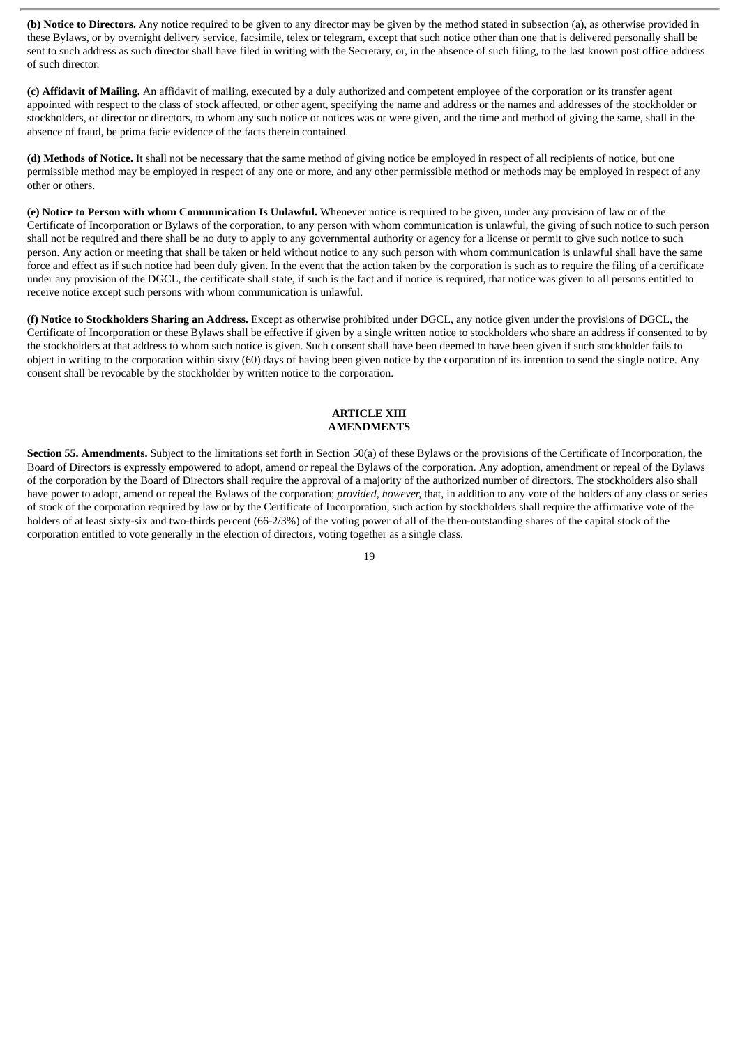**(b) Notice to Directors.** Any notice required to be given to any director may be given by the method stated in subsection (a), as otherwise provided in these Bylaws, or by overnight delivery service, facsimile, telex or telegram, except that such notice other than one that is delivered personally shall be sent to such address as such director shall have filed in writing with the Secretary, or, in the absence of such filing, to the last known post office address of such director.

**(c) Affidavit of Mailing.** An affidavit of mailing, executed by a duly authorized and competent employee of the corporation or its transfer agent appointed with respect to the class of stock affected, or other agent, specifying the name and address or the names and addresses of the stockholder or stockholders, or director or directors, to whom any such notice or notices was or were given, and the time and method of giving the same, shall in the absence of fraud, be prima facie evidence of the facts therein contained.

**(d) Methods of Notice.** It shall not be necessary that the same method of giving notice be employed in respect of all recipients of notice, but one permissible method may be employed in respect of any one or more, and any other permissible method or methods may be employed in respect of any other or others.

**(e) Notice to Person with whom Communication Is Unlawful.** Whenever notice is required to be given, under any provision of law or of the Certificate of Incorporation or Bylaws of the corporation, to any person with whom communication is unlawful, the giving of such notice to such person shall not be required and there shall be no duty to apply to any governmental authority or agency for a license or permit to give such notice to such person. Any action or meeting that shall be taken or held without notice to any such person with whom communication is unlawful shall have the same force and effect as if such notice had been duly given. In the event that the action taken by the corporation is such as to require the filing of a certificate under any provision of the DGCL, the certificate shall state, if such is the fact and if notice is required, that notice was given to all persons entitled to receive notice except such persons with whom communication is unlawful.

**(f) Notice to Stockholders Sharing an Address.** Except as otherwise prohibited under DGCL, any notice given under the provisions of DGCL, the Certificate of Incorporation or these Bylaws shall be effective if given by a single written notice to stockholders who share an address if consented to by the stockholders at that address to whom such notice is given. Such consent shall have been deemed to have been given if such stockholder fails to object in writing to the corporation within sixty (60) days of having been given notice by the corporation of its intention to send the single notice. Any consent shall be revocable by the stockholder by written notice to the corporation.

## ARTICLE XIII
## AMENDMENTS

**Section 55. Amendments.** Subject to the limitations set forth in Section 50(a) of these Bylaws or the provisions of the Certificate of Incorporation, the Board of Directors is expressly empowered to adopt, amend or repeal the Bylaws of the corporation. Any adoption, amendment or repeal of the Bylaws of the corporation by the Board of Directors shall require the approval of a majority of the authorized number of directors. The stockholders also shall have power to adopt, amend or repeal the Bylaws of the corporation; *provided, however,* that, in addition to any vote of the holders of any class or series of stock of the corporation required by law or by the Certificate of Incorporation, such action by stockholders shall require the affirmative vote of the holders of at least sixty-six and two-thirds percent (66-2/3%) of the voting power of all of the then-outstanding shares of the capital stock of the corporation entitled to vote generally in the election of directors, voting together as a single class.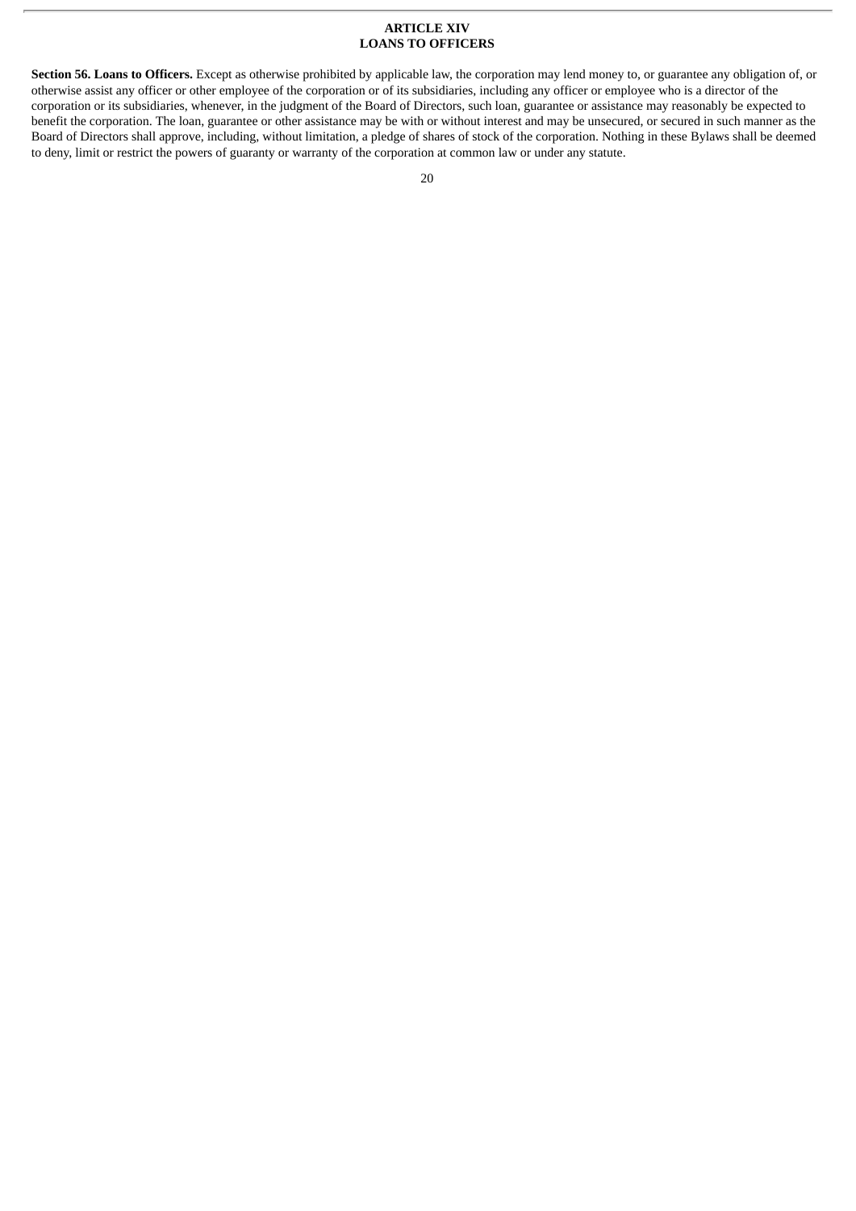## ARTICLE XIV
## LOANS TO OFFICERS

**Section 56. Loans to Officers.** Except as otherwise prohibited by applicable law, the corporation may lend money to, or guarantee any obligation of, or otherwise assist any officer or other employee of the corporation or of its subsidiaries, including any officer or employee who is a director of the corporation or its subsidiaries, whenever, in the judgment of the Board of Directors, such loan, guarantee or assistance may reasonably be expected to benefit the corporation. The loan, guarantee or other assistance may be with or without interest and may be unsecured, or secured in such manner as the Board of Directors shall approve, including, without limitation, a pledge of shares of stock of the corporation. Nothing in these Bylaws shall be deemed to deny, limit or restrict the powers of guaranty or warranty of the corporation at common law or under any statute.